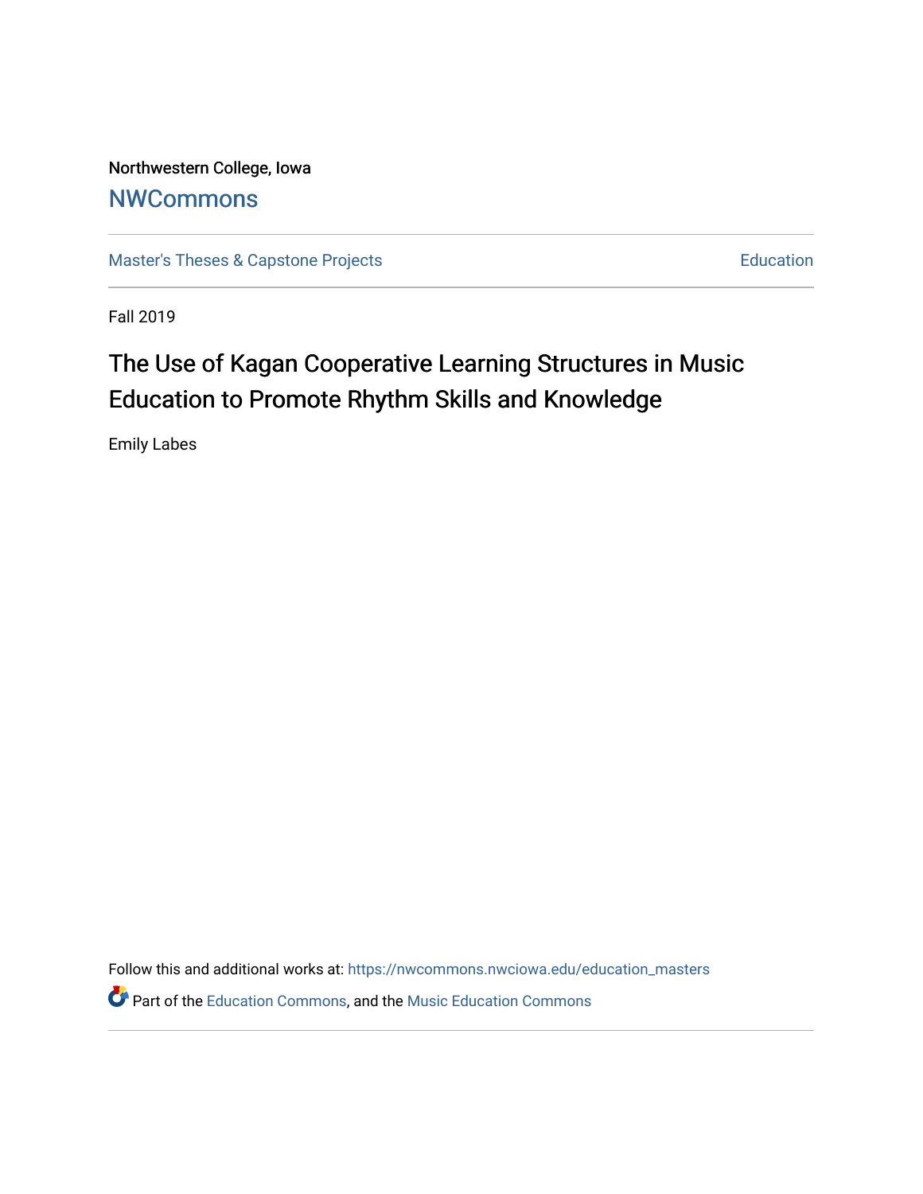Northwestern College, Iowa

NWCommons

Master's Theses & Capstone Projects

Education

Fall 2019

# The Use of Kagan Cooperative Learning Structures in Music Education to Promote Rhythm Skills and Knowledge

Emily Labes

Follow this and additional works at: https://nwcommons.nwciowa.edu/education_masters

Part of the Education Commons, and the Music Education Commons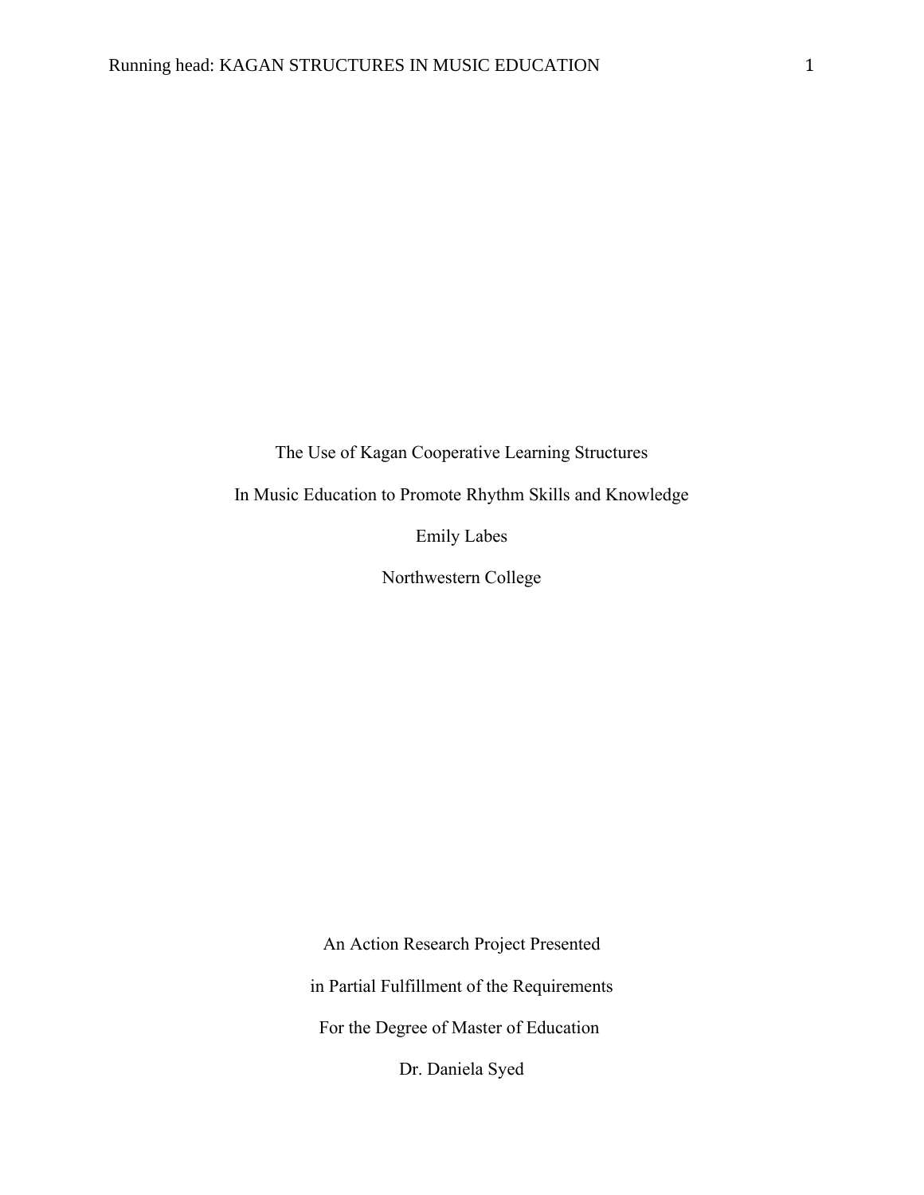The Use of Kagan Cooperative Learning Structures

In Music Education to Promote Rhythm Skills and Knowledge

Emily Labes

Northwestern College

An Action Research Project Presented

in Partial Fulfillment of the Requirements

For the Degree of Master of Education

Dr. Daniela Syed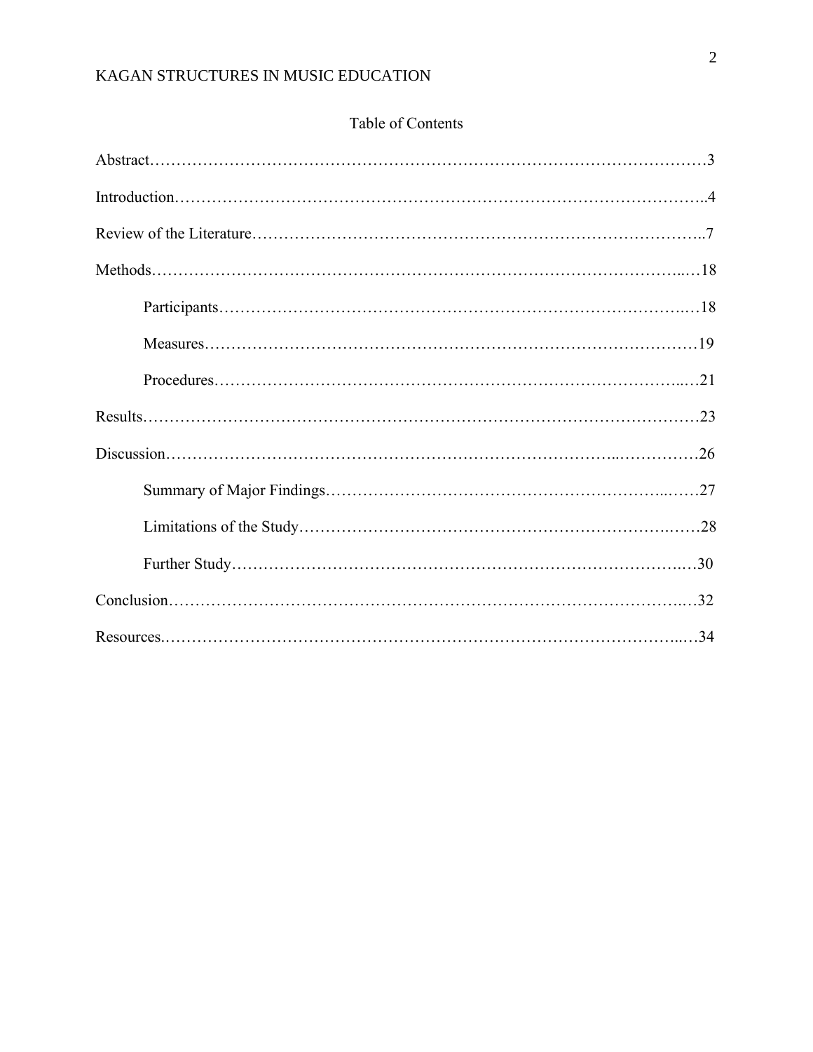# Table of Contents

Abstract……………………………………………………………………………………………3

Introduction……………………………………………………………………………………..4

Review of the Literature………………………………………………………………………..7

Methods……………………………………………………………………………………..…18

- Participants………………………………………………………………………….…18
- Measures……………………………………………………………………………….19
- Procedures…………………………………………………………………………..…21

Results…………………………………………………………………………………………23

Discussion………………………………………………………………………..……………26

- Summary of Major Findings…………………………………………………..……27
- Limitations of the Study…………………………………………………………..……28
- Further Study……………………………………………………………………….…30

Conclusion………………………………………………………………………………….…32

Resources.……………………………………………………………………………………...…34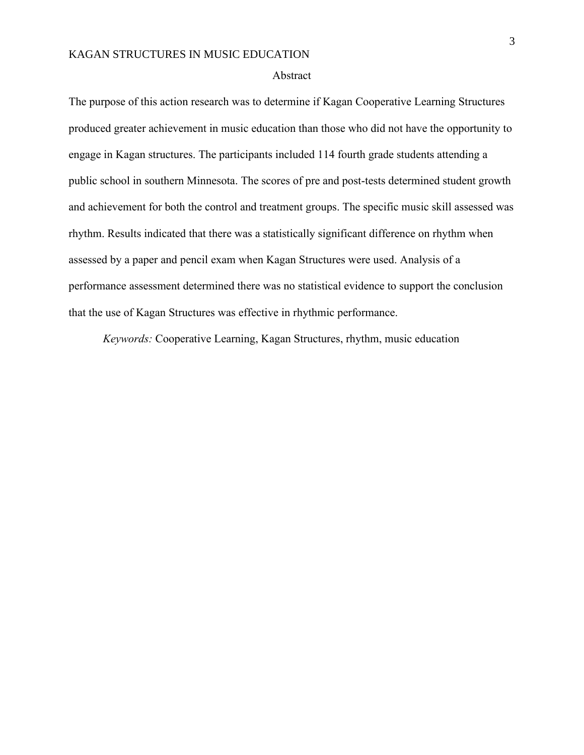# Abstract

The purpose of this action research was to determine if Kagan Cooperative Learning Structures produced greater achievement in music education than those who did not have the opportunity to engage in Kagan structures. The participants included 114 fourth grade students attending a public school in southern Minnesota. The scores of pre and post-tests determined student growth and achievement for both the control and treatment groups. The specific music skill assessed was rhythm. Results indicated that there was a statistically significant difference on rhythm when assessed by a paper and pencil exam when Kagan Structures were used. Analysis of a performance assessment determined there was no statistical evidence to support the conclusion that the use of Kagan Structures was effective in rhythmic performance.

*Keywords:* Cooperative Learning, Kagan Structures, rhythm, music education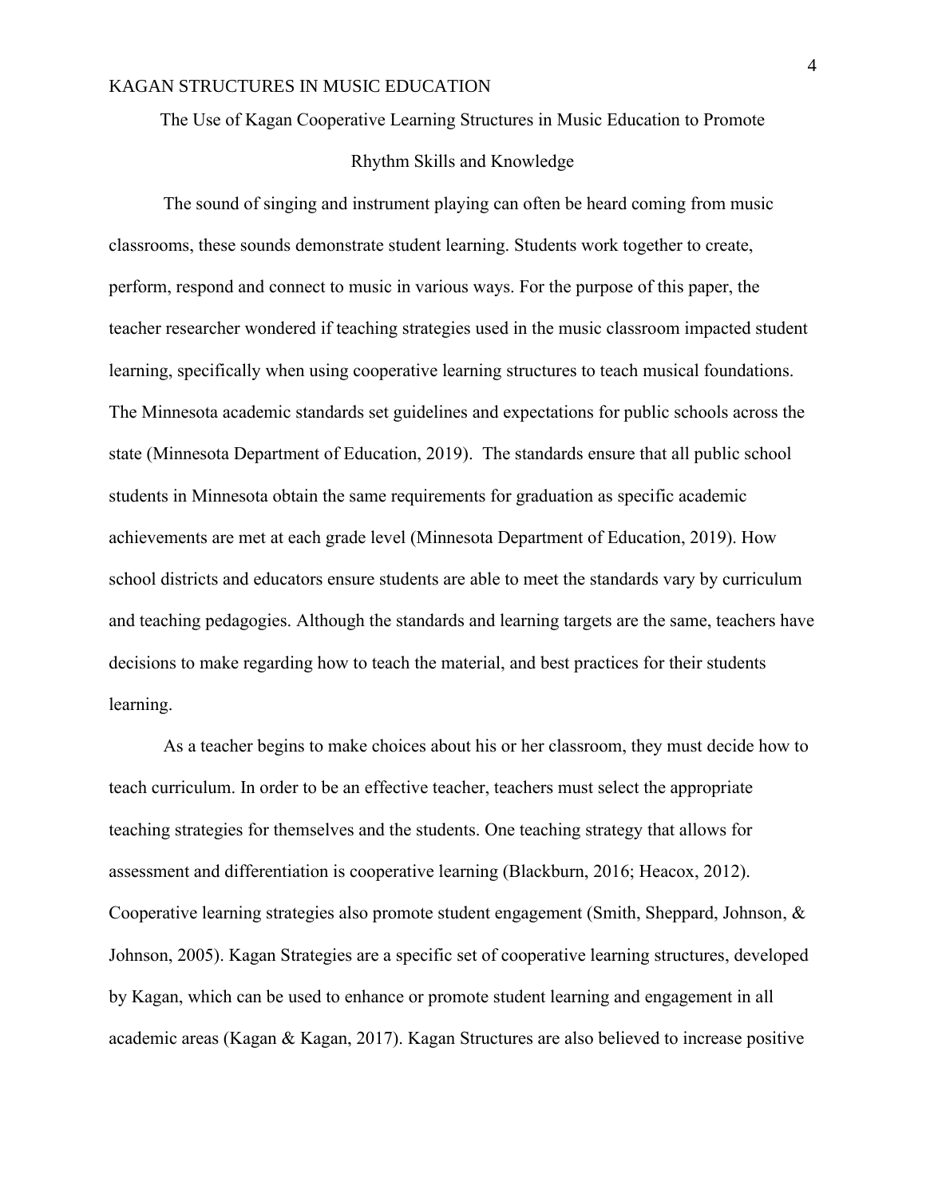# The Use of Kagan Cooperative Learning Structures in Music Education to Promote Rhythm Skills and Knowledge

The sound of singing and instrument playing can often be heard coming from music classrooms, these sounds demonstrate student learning. Students work together to create, perform, respond and connect to music in various ways. For the purpose of this paper, the teacher researcher wondered if teaching strategies used in the music classroom impacted student learning, specifically when using cooperative learning structures to teach musical foundations. The Minnesota academic standards set guidelines and expectations for public schools across the state (Minnesota Department of Education, 2019). The standards ensure that all public school students in Minnesota obtain the same requirements for graduation as specific academic achievements are met at each grade level (Minnesota Department of Education, 2019). How school districts and educators ensure students are able to meet the standards vary by curriculum and teaching pedagogies. Although the standards and learning targets are the same, teachers have decisions to make regarding how to teach the material, and best practices for their students learning.

As a teacher begins to make choices about his or her classroom, they must decide how to teach curriculum. In order to be an effective teacher, teachers must select the appropriate teaching strategies for themselves and the students. One teaching strategy that allows for assessment and differentiation is cooperative learning (Blackburn, 2016; Heacox, 2012). Cooperative learning strategies also promote student engagement (Smith, Sheppard, Johnson, & Johnson, 2005). Kagan Strategies are a specific set of cooperative learning structures, developed by Kagan, which can be used to enhance or promote student learning and engagement in all academic areas (Kagan & Kagan, 2017). Kagan Structures are also believed to increase positive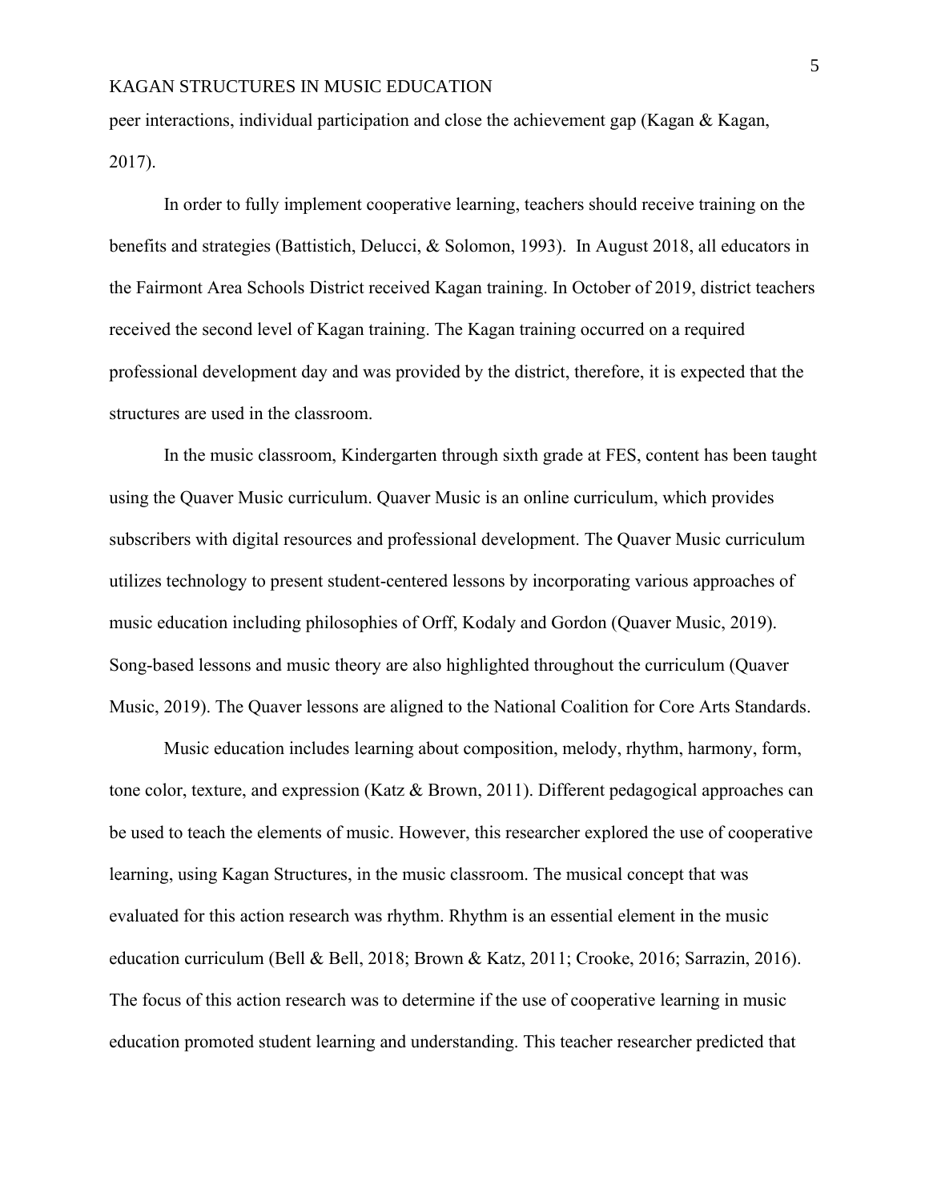peer interactions, individual participation and close the achievement gap (Kagan & Kagan, 2017).

In order to fully implement cooperative learning, teachers should receive training on the benefits and strategies (Battistich, Delucci, & Solomon, 1993). In August 2018, all educators in the Fairmont Area Schools District received Kagan training. In October of 2019, district teachers received the second level of Kagan training. The Kagan training occurred on a required professional development day and was provided by the district, therefore, it is expected that the structures are used in the classroom.

In the music classroom, Kindergarten through sixth grade at FES, content has been taught using the Quaver Music curriculum. Quaver Music is an online curriculum, which provides subscribers with digital resources and professional development. The Quaver Music curriculum utilizes technology to present student-centered lessons by incorporating various approaches of music education including philosophies of Orff, Kodaly and Gordon (Quaver Music, 2019). Song-based lessons and music theory are also highlighted throughout the curriculum (Quaver Music, 2019). The Quaver lessons are aligned to the National Coalition for Core Arts Standards.

Music education includes learning about composition, melody, rhythm, harmony, form, tone color, texture, and expression (Katz & Brown, 2011). Different pedagogical approaches can be used to teach the elements of music. However, this researcher explored the use of cooperative learning, using Kagan Structures, in the music classroom. The musical concept that was evaluated for this action research was rhythm. Rhythm is an essential element in the music education curriculum (Bell & Bell, 2018; Brown & Katz, 2011; Crooke, 2016; Sarrazin, 2016). The focus of this action research was to determine if the use of cooperative learning in music education promoted student learning and understanding. This teacher researcher predicted that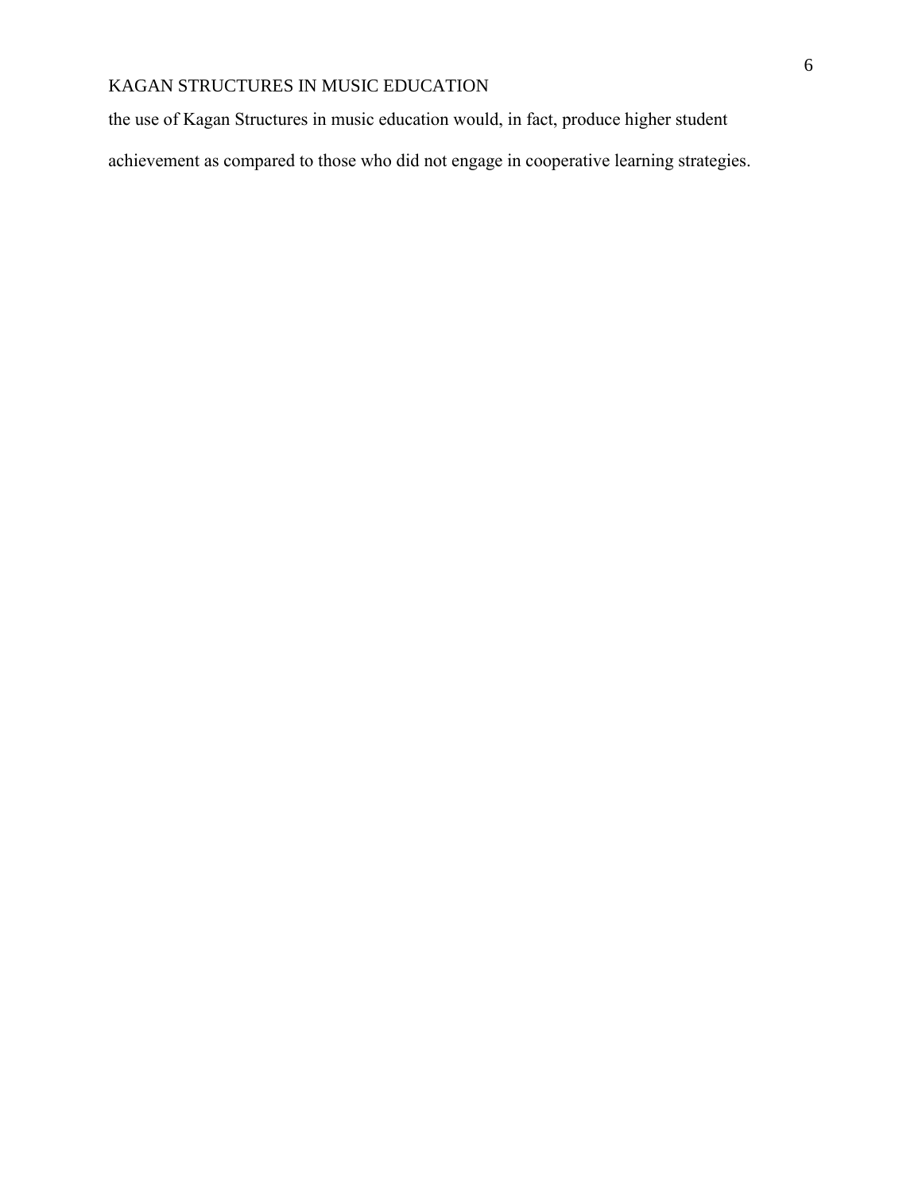the use of Kagan Structures in music education would, in fact, produce higher student achievement as compared to those who did not engage in cooperative learning strategies.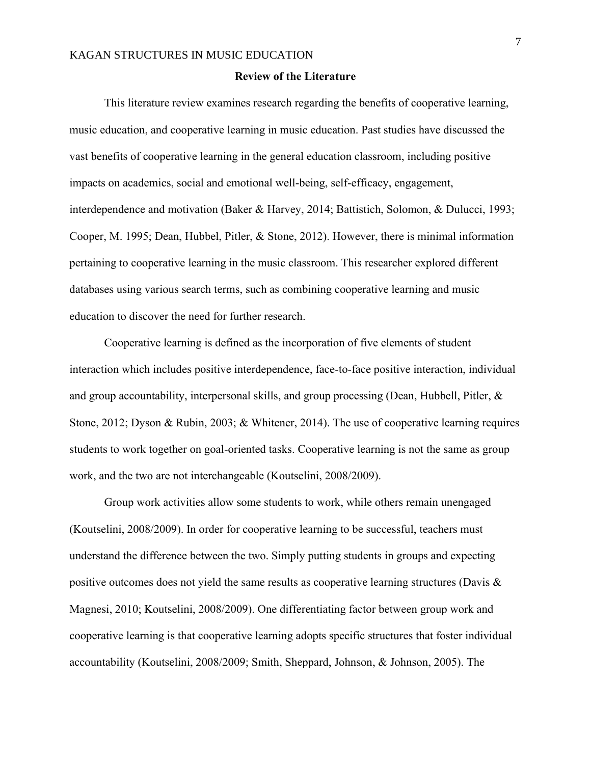## Review of the Literature

This literature review examines research regarding the benefits of cooperative learning, music education, and cooperative learning in music education. Past studies have discussed the vast benefits of cooperative learning in the general education classroom, including positive impacts on academics, social and emotional well-being, self-efficacy, engagement, interdependence and motivation (Baker & Harvey, 2014; Battistich, Solomon, & Dulucci, 1993; Cooper, M. 1995; Dean, Hubbel, Pitler, & Stone, 2012). However, there is minimal information pertaining to cooperative learning in the music classroom. This researcher explored different databases using various search terms, such as combining cooperative learning and music education to discover the need for further research.

Cooperative learning is defined as the incorporation of five elements of student interaction which includes positive interdependence, face-to-face positive interaction, individual and group accountability, interpersonal skills, and group processing (Dean, Hubbell, Pitler, & Stone, 2012; Dyson & Rubin, 2003; & Whitener, 2014). The use of cooperative learning requires students to work together on goal-oriented tasks. Cooperative learning is not the same as group work, and the two are not interchangeable (Koutselini, 2008/2009).

Group work activities allow some students to work, while others remain unengaged (Koutselini, 2008/2009). In order for cooperative learning to be successful, teachers must understand the difference between the two. Simply putting students in groups and expecting positive outcomes does not yield the same results as cooperative learning structures (Davis & Magnesi, 2010; Koutselini, 2008/2009). One differentiating factor between group work and cooperative learning is that cooperative learning adopts specific structures that foster individual accountability (Koutselini, 2008/2009; Smith, Sheppard, Johnson, & Johnson, 2005). The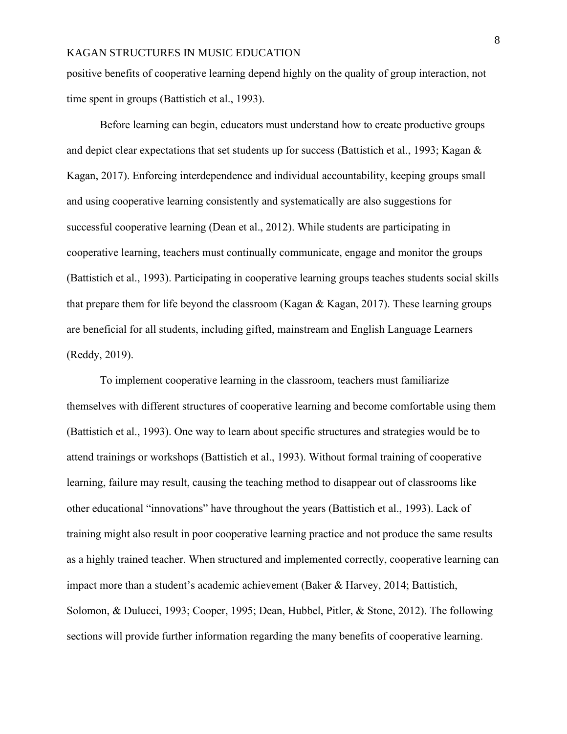positive benefits of cooperative learning depend highly on the quality of group interaction, not time spent in groups (Battistich et al., 1993).

Before learning can begin, educators must understand how to create productive groups and depict clear expectations that set students up for success (Battistich et al., 1993; Kagan & Kagan, 2017). Enforcing interdependence and individual accountability, keeping groups small and using cooperative learning consistently and systematically are also suggestions for successful cooperative learning (Dean et al., 2012). While students are participating in cooperative learning, teachers must continually communicate, engage and monitor the groups (Battistich et al., 1993). Participating in cooperative learning groups teaches students social skills that prepare them for life beyond the classroom (Kagan & Kagan, 2017). These learning groups are beneficial for all students, including gifted, mainstream and English Language Learners (Reddy, 2019).

To implement cooperative learning in the classroom, teachers must familiarize themselves with different structures of cooperative learning and become comfortable using them (Battistich et al., 1993). One way to learn about specific structures and strategies would be to attend trainings or workshops (Battistich et al., 1993). Without formal training of cooperative learning, failure may result, causing the teaching method to disappear out of classrooms like other educational "innovations" have throughout the years (Battistich et al., 1993). Lack of training might also result in poor cooperative learning practice and not produce the same results as a highly trained teacher. When structured and implemented correctly, cooperative learning can impact more than a student's academic achievement (Baker & Harvey, 2014; Battistich, Solomon, & Dulucci, 1993; Cooper, 1995; Dean, Hubbel, Pitler, & Stone, 2012). The following sections will provide further information regarding the many benefits of cooperative learning.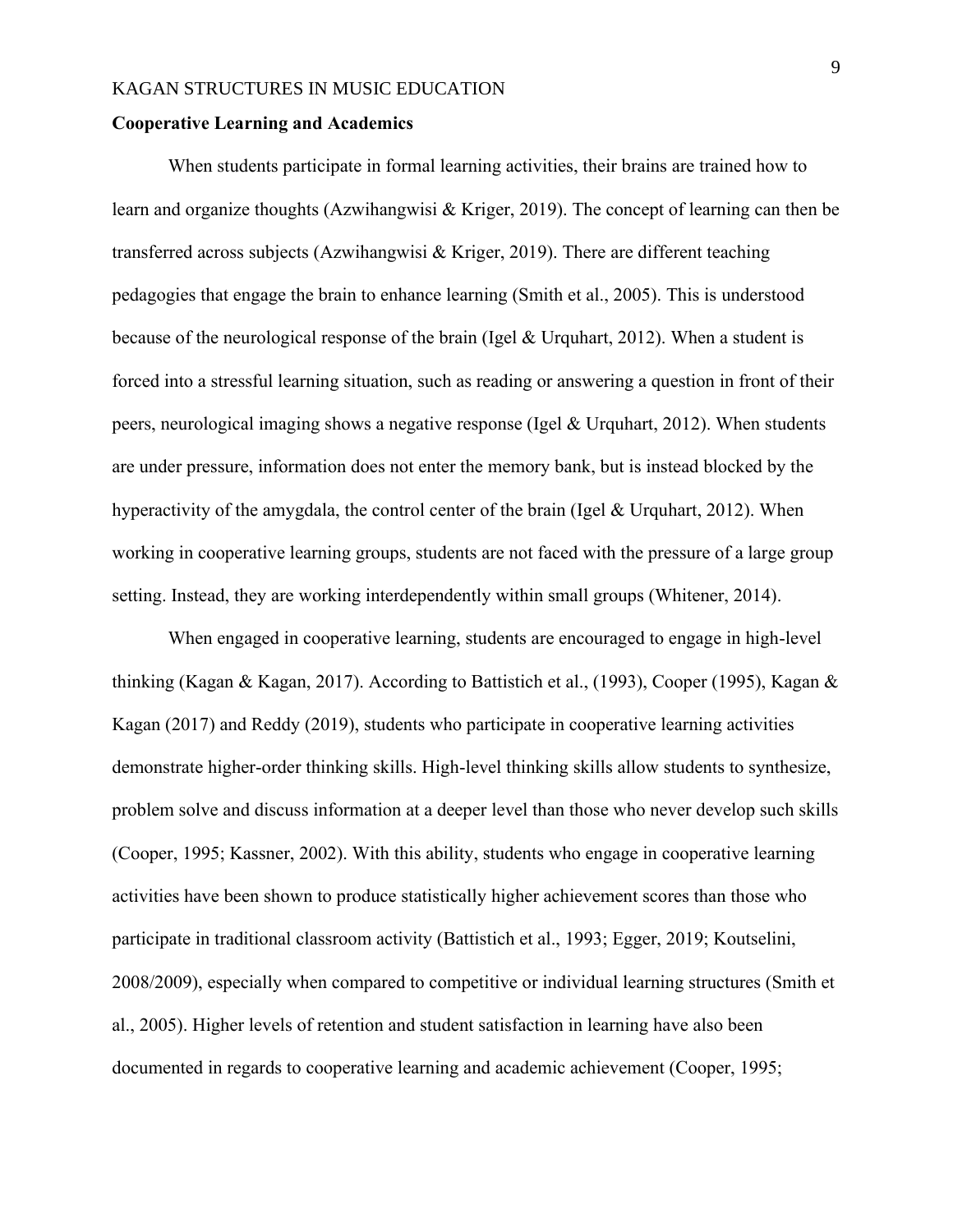## Cooperative Learning and Academics

When students participate in formal learning activities, their brains are trained how to learn and organize thoughts (Azwihangwisi & Kriger, 2019). The concept of learning can then be transferred across subjects (Azwihangwisi & Kriger, 2019). There are different teaching pedagogies that engage the brain to enhance learning (Smith et al., 2005). This is understood because of the neurological response of the brain (Igel & Urquhart, 2012). When a student is forced into a stressful learning situation, such as reading or answering a question in front of their peers, neurological imaging shows a negative response (Igel & Urquhart, 2012). When students are under pressure, information does not enter the memory bank, but is instead blocked by the hyperactivity of the amygdala, the control center of the brain (Igel & Urquhart, 2012). When working in cooperative learning groups, students are not faced with the pressure of a large group setting. Instead, they are working interdependently within small groups (Whitener, 2014).

When engaged in cooperative learning, students are encouraged to engage in high-level thinking (Kagan & Kagan, 2017). According to Battistich et al., (1993), Cooper (1995), Kagan & Kagan (2017) and Reddy (2019), students who participate in cooperative learning activities demonstrate higher-order thinking skills. High-level thinking skills allow students to synthesize, problem solve and discuss information at a deeper level than those who never develop such skills (Cooper, 1995; Kassner, 2002). With this ability, students who engage in cooperative learning activities have been shown to produce statistically higher achievement scores than those who participate in traditional classroom activity (Battistich et al., 1993; Egger, 2019; Koutselini, 2008/2009), especially when compared to competitive or individual learning structures (Smith et al., 2005). Higher levels of retention and student satisfaction in learning have also been documented in regards to cooperative learning and academic achievement (Cooper, 1995;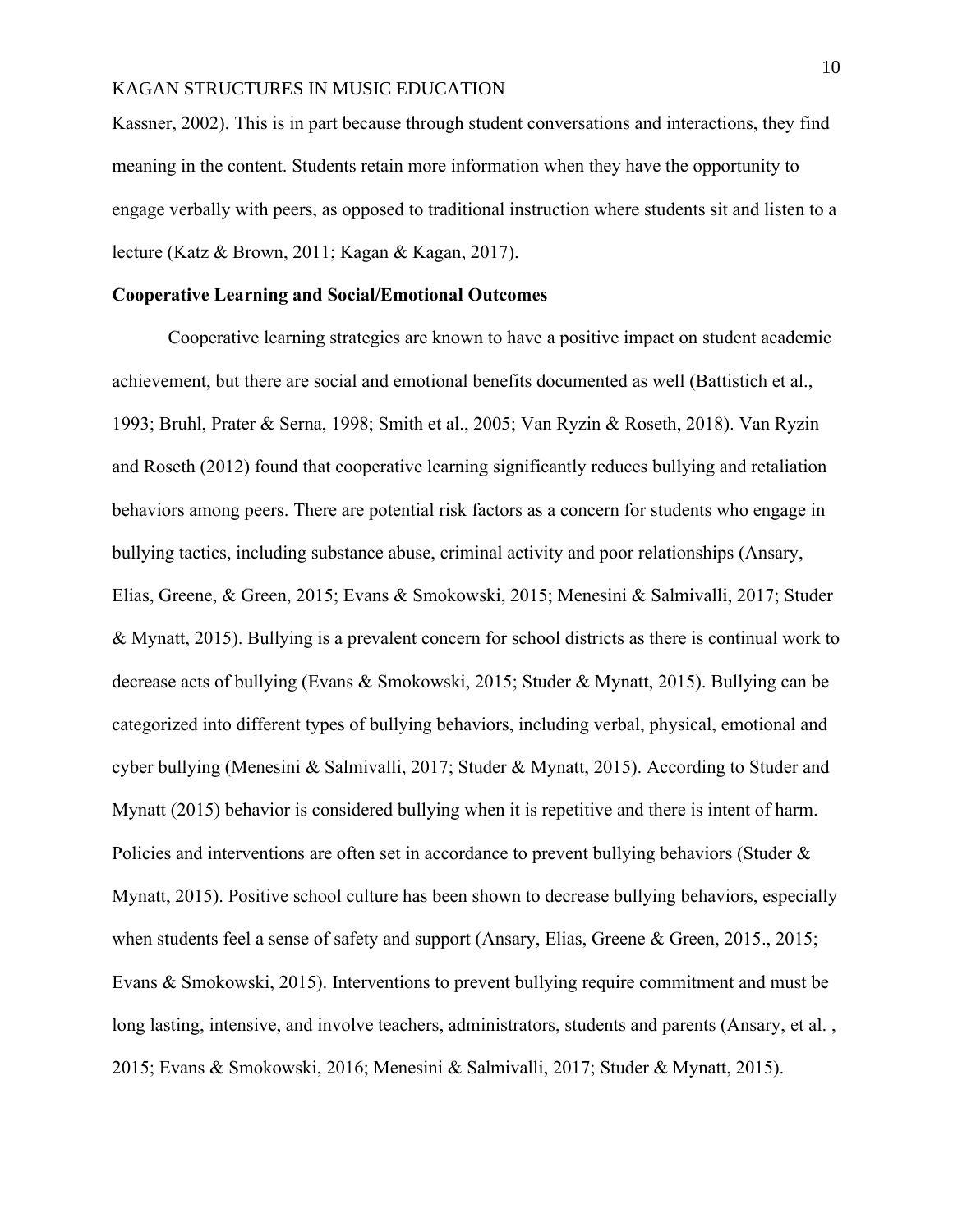Kassner, 2002). This is in part because through student conversations and interactions, they find meaning in the content. Students retain more information when they have the opportunity to engage verbally with peers, as opposed to traditional instruction where students sit and listen to a lecture (Katz & Brown, 2011; Kagan & Kagan, 2017).

**Cooperative Learning and Social/Emotional Outcomes**

Cooperative learning strategies are known to have a positive impact on student academic achievement, but there are social and emotional benefits documented as well (Battistich et al., 1993; Bruhl, Prater & Serna, 1998; Smith et al., 2005; Van Ryzin & Roseth, 2018). Van Ryzin and Roseth (2012) found that cooperative learning significantly reduces bullying and retaliation behaviors among peers. There are potential risk factors as a concern for students who engage in bullying tactics, including substance abuse, criminal activity and poor relationships (Ansary, Elias, Greene, & Green, 2015; Evans & Smokowski, 2015; Menesini & Salmivalli, 2017; Studer & Mynatt, 2015). Bullying is a prevalent concern for school districts as there is continual work to decrease acts of bullying (Evans & Smokowski, 2015; Studer & Mynatt, 2015). Bullying can be categorized into different types of bullying behaviors, including verbal, physical, emotional and cyber bullying (Menesini & Salmivalli, 2017; Studer & Mynatt, 2015). According to Studer and Mynatt (2015) behavior is considered bullying when it is repetitive and there is intent of harm. Policies and interventions are often set in accordance to prevent bullying behaviors (Studer & Mynatt, 2015). Positive school culture has been shown to decrease bullying behaviors, especially when students feel a sense of safety and support (Ansary, Elias, Greene & Green, 2015., 2015; Evans & Smokowski, 2015). Interventions to prevent bullying require commitment and must be long lasting, intensive, and involve teachers, administrators, students and parents (Ansary, et al. , 2015; Evans & Smokowski, 2016; Menesini & Salmivalli, 2017; Studer & Mynatt, 2015).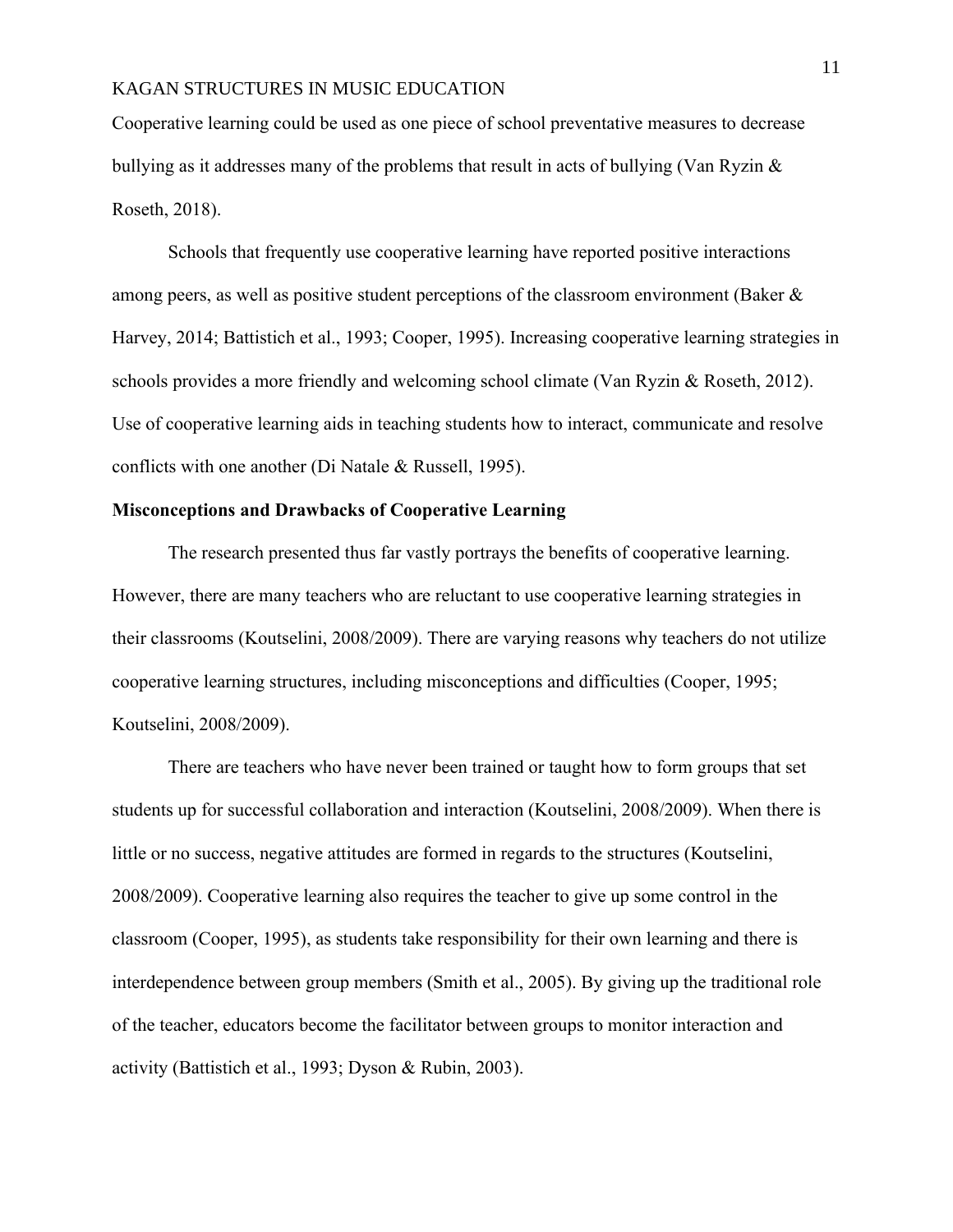Cooperative learning could be used as one piece of school preventative measures to decrease bullying as it addresses many of the problems that result in acts of bullying (Van Ryzin & Roseth, 2018).

Schools that frequently use cooperative learning have reported positive interactions among peers, as well as positive student perceptions of the classroom environment (Baker & Harvey, 2014; Battistich et al., 1993; Cooper, 1995). Increasing cooperative learning strategies in schools provides a more friendly and welcoming school climate (Van Ryzin & Roseth, 2012). Use of cooperative learning aids in teaching students how to interact, communicate and resolve conflicts with one another (Di Natale & Russell, 1995).

**Misconceptions and Drawbacks of Cooperative Learning**

The research presented thus far vastly portrays the benefits of cooperative learning. However, there are many teachers who are reluctant to use cooperative learning strategies in their classrooms (Koutselini, 2008/2009). There are varying reasons why teachers do not utilize cooperative learning structures, including misconceptions and difficulties (Cooper, 1995; Koutselini, 2008/2009).

There are teachers who have never been trained or taught how to form groups that set students up for successful collaboration and interaction (Koutselini, 2008/2009). When there is little or no success, negative attitudes are formed in regards to the structures (Koutselini, 2008/2009). Cooperative learning also requires the teacher to give up some control in the classroom (Cooper, 1995), as students take responsibility for their own learning and there is interdependence between group members (Smith et al., 2005). By giving up the traditional role of the teacher, educators become the facilitator between groups to monitor interaction and activity (Battistich et al., 1993; Dyson & Rubin, 2003).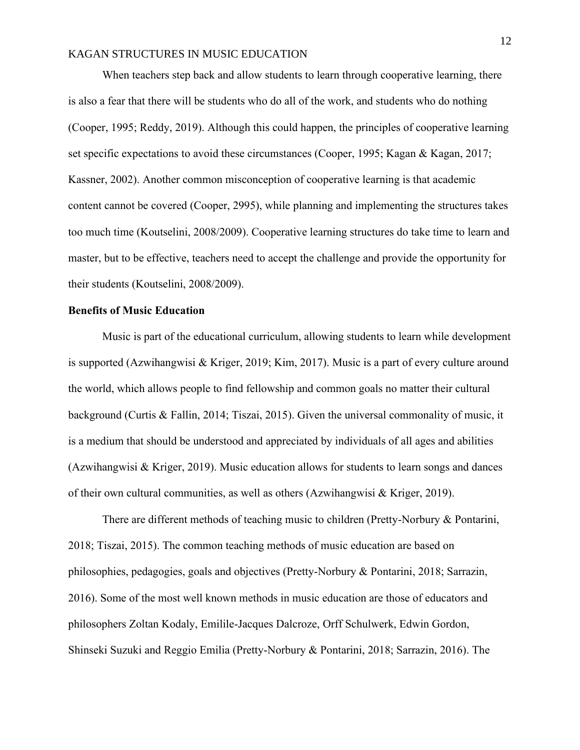When teachers step back and allow students to learn through cooperative learning, there is also a fear that there will be students who do all of the work, and students who do nothing (Cooper, 1995; Reddy, 2019). Although this could happen, the principles of cooperative learning set specific expectations to avoid these circumstances (Cooper, 1995; Kagan & Kagan, 2017; Kassner, 2002). Another common misconception of cooperative learning is that academic content cannot be covered (Cooper, 2995), while planning and implementing the structures takes too much time (Koutselini, 2008/2009). Cooperative learning structures do take time to learn and master, but to be effective, teachers need to accept the challenge and provide the opportunity for their students (Koutselini, 2008/2009).

**Benefits of Music Education**

Music is part of the educational curriculum, allowing students to learn while development is supported (Azwihangwisi & Kriger, 2019; Kim, 2017). Music is a part of every culture around the world, which allows people to find fellowship and common goals no matter their cultural background (Curtis & Fallin, 2014; Tiszai, 2015). Given the universal commonality of music, it is a medium that should be understood and appreciated by individuals of all ages and abilities (Azwihangwisi & Kriger, 2019). Music education allows for students to learn songs and dances of their own cultural communities, as well as others (Azwihangwisi & Kriger, 2019).

There are different methods of teaching music to children (Pretty-Norbury & Pontarini, 2018; Tiszai, 2015). The common teaching methods of music education are based on philosophies, pedagogies, goals and objectives (Pretty-Norbury & Pontarini, 2018; Sarrazin, 2016). Some of the most well known methods in music education are those of educators and philosophers Zoltan Kodaly, Emilile-Jacques Dalcroze, Orff Schulwerk, Edwin Gordon, Shinseki Suzuki and Reggio Emilia (Pretty-Norbury & Pontarini, 2018; Sarrazin, 2016). The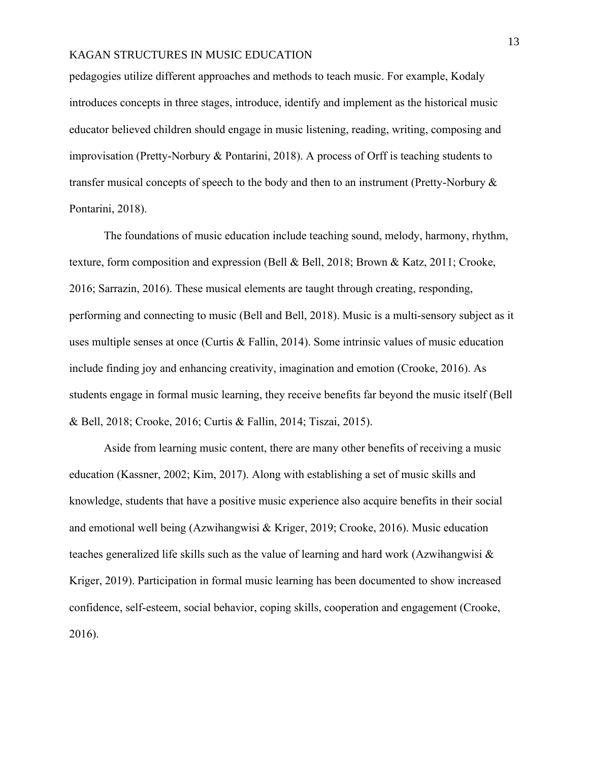pedagogies utilize different approaches and methods to teach music. For example, Kodaly introduces concepts in three stages, introduce, identify and implement as the historical music educator believed children should engage in music listening, reading, writing, composing and improvisation (Pretty-Norbury & Pontarini, 2018). A process of Orff is teaching students to transfer musical concepts of speech to the body and then to an instrument (Pretty-Norbury & Pontarini, 2018).

The foundations of music education include teaching sound, melody, harmony, rhythm, texture, form composition and expression (Bell & Bell, 2018; Brown & Katz, 2011; Crooke, 2016; Sarrazin, 2016). These musical elements are taught through creating, responding, performing and connecting to music (Bell and Bell, 2018). Music is a multi-sensory subject as it uses multiple senses at once (Curtis & Fallin, 2014). Some intrinsic values of music education include finding joy and enhancing creativity, imagination and emotion (Crooke, 2016). As students engage in formal music learning, they receive benefits far beyond the music itself (Bell & Bell, 2018; Crooke, 2016; Curtis & Fallin, 2014; Tiszai, 2015).

Aside from learning music content, there are many other benefits of receiving a music education (Kassner, 2002; Kim, 2017). Along with establishing a set of music skills and knowledge, students that have a positive music experience also acquire benefits in their social and emotional well being (Azwihangwisi & Kriger, 2019; Crooke, 2016). Music education teaches generalized life skills such as the value of learning and hard work (Azwihangwisi & Kriger, 2019). Participation in formal music learning has been documented to show increased confidence, self-esteem, social behavior, coping skills, cooperation and engagement (Crooke, 2016).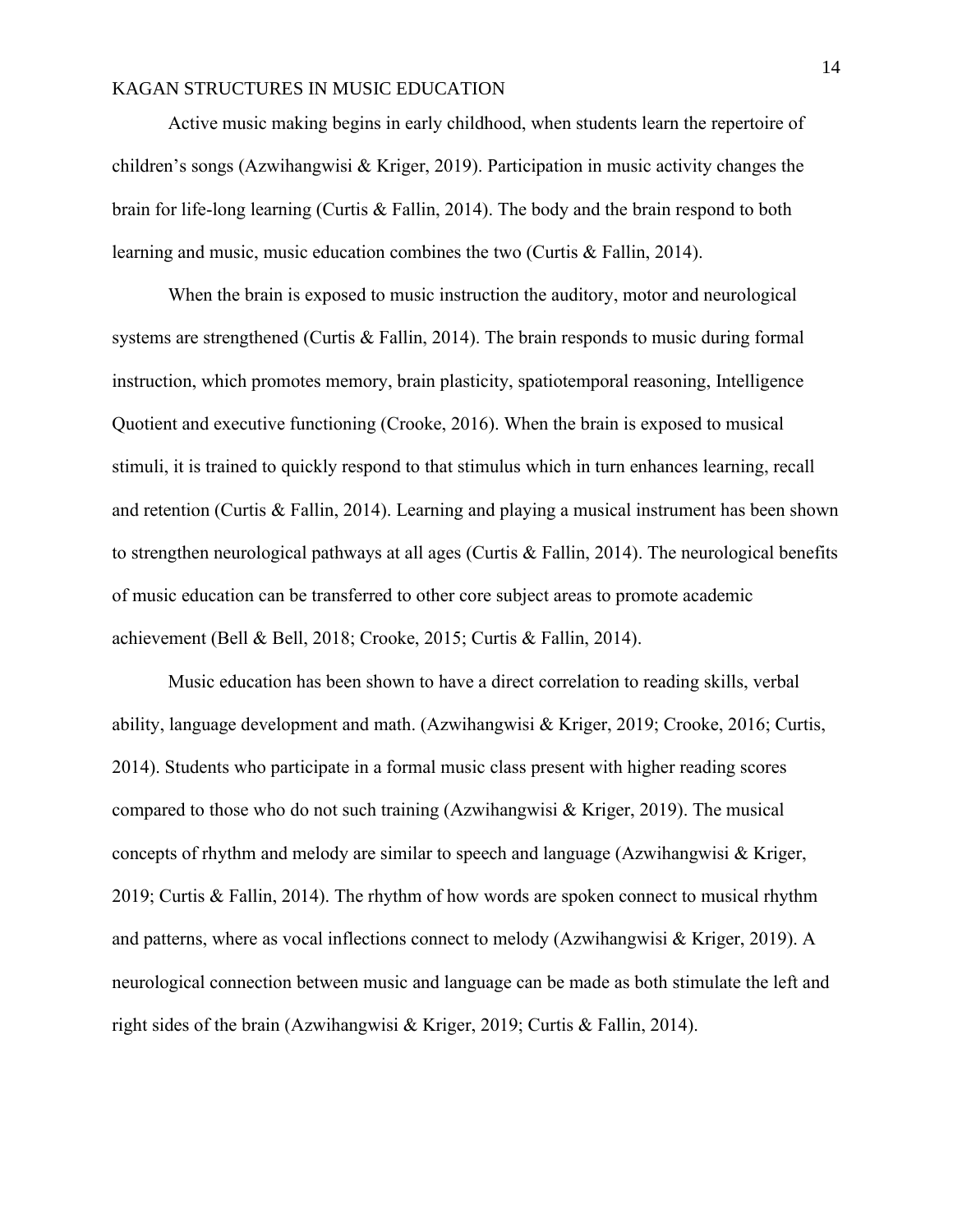Active music making begins in early childhood, when students learn the repertoire of children's songs (Azwihangwisi & Kriger, 2019). Participation in music activity changes the brain for life-long learning (Curtis & Fallin, 2014). The body and the brain respond to both learning and music, music education combines the two (Curtis & Fallin, 2014).

When the brain is exposed to music instruction the auditory, motor and neurological systems are strengthened (Curtis & Fallin, 2014). The brain responds to music during formal instruction, which promotes memory, brain plasticity, spatiotemporal reasoning, Intelligence Quotient and executive functioning (Crooke, 2016). When the brain is exposed to musical stimuli, it is trained to quickly respond to that stimulus which in turn enhances learning, recall and retention (Curtis & Fallin, 2014). Learning and playing a musical instrument has been shown to strengthen neurological pathways at all ages (Curtis & Fallin, 2014). The neurological benefits of music education can be transferred to other core subject areas to promote academic achievement (Bell & Bell, 2018; Crooke, 2015; Curtis & Fallin, 2014).

Music education has been shown to have a direct correlation to reading skills, verbal ability, language development and math. (Azwihangwisi & Kriger, 2019; Crooke, 2016; Curtis, 2014). Students who participate in a formal music class present with higher reading scores compared to those who do not such training (Azwihangwisi & Kriger, 2019). The musical concepts of rhythm and melody are similar to speech and language (Azwihangwisi & Kriger, 2019; Curtis & Fallin, 2014). The rhythm of how words are spoken connect to musical rhythm and patterns, where as vocal inflections connect to melody (Azwihangwisi & Kriger, 2019). A neurological connection between music and language can be made as both stimulate the left and right sides of the brain (Azwihangwisi & Kriger, 2019; Curtis & Fallin, 2014).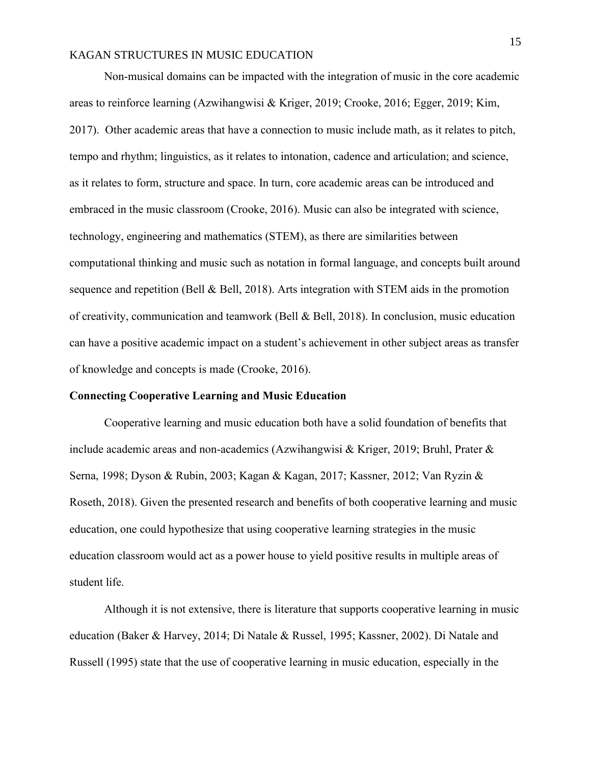Non-musical domains can be impacted with the integration of music in the core academic areas to reinforce learning (Azwihangwisi & Kriger, 2019; Crooke, 2016; Egger, 2019; Kim, 2017). Other academic areas that have a connection to music include math, as it relates to pitch, tempo and rhythm; linguistics, as it relates to intonation, cadence and articulation; and science, as it relates to form, structure and space. In turn, core academic areas can be introduced and embraced in the music classroom (Crooke, 2016). Music can also be integrated with science, technology, engineering and mathematics (STEM), as there are similarities between computational thinking and music such as notation in formal language, and concepts built around sequence and repetition (Bell & Bell, 2018). Arts integration with STEM aids in the promotion of creativity, communication and teamwork (Bell & Bell, 2018). In conclusion, music education can have a positive academic impact on a student's achievement in other subject areas as transfer of knowledge and concepts is made (Crooke, 2016).

**Connecting Cooperative Learning and Music Education**

Cooperative learning and music education both have a solid foundation of benefits that include academic areas and non-academics (Azwihangwisi & Kriger, 2019; Bruhl, Prater & Serna, 1998; Dyson & Rubin, 2003; Kagan & Kagan, 2017; Kassner, 2012; Van Ryzin & Roseth, 2018). Given the presented research and benefits of both cooperative learning and music education, one could hypothesize that using cooperative learning strategies in the music education classroom would act as a power house to yield positive results in multiple areas of student life.

Although it is not extensive, there is literature that supports cooperative learning in music education (Baker & Harvey, 2014; Di Natale & Russel, 1995; Kassner, 2002). Di Natale and Russell (1995) state that the use of cooperative learning in music education, especially in the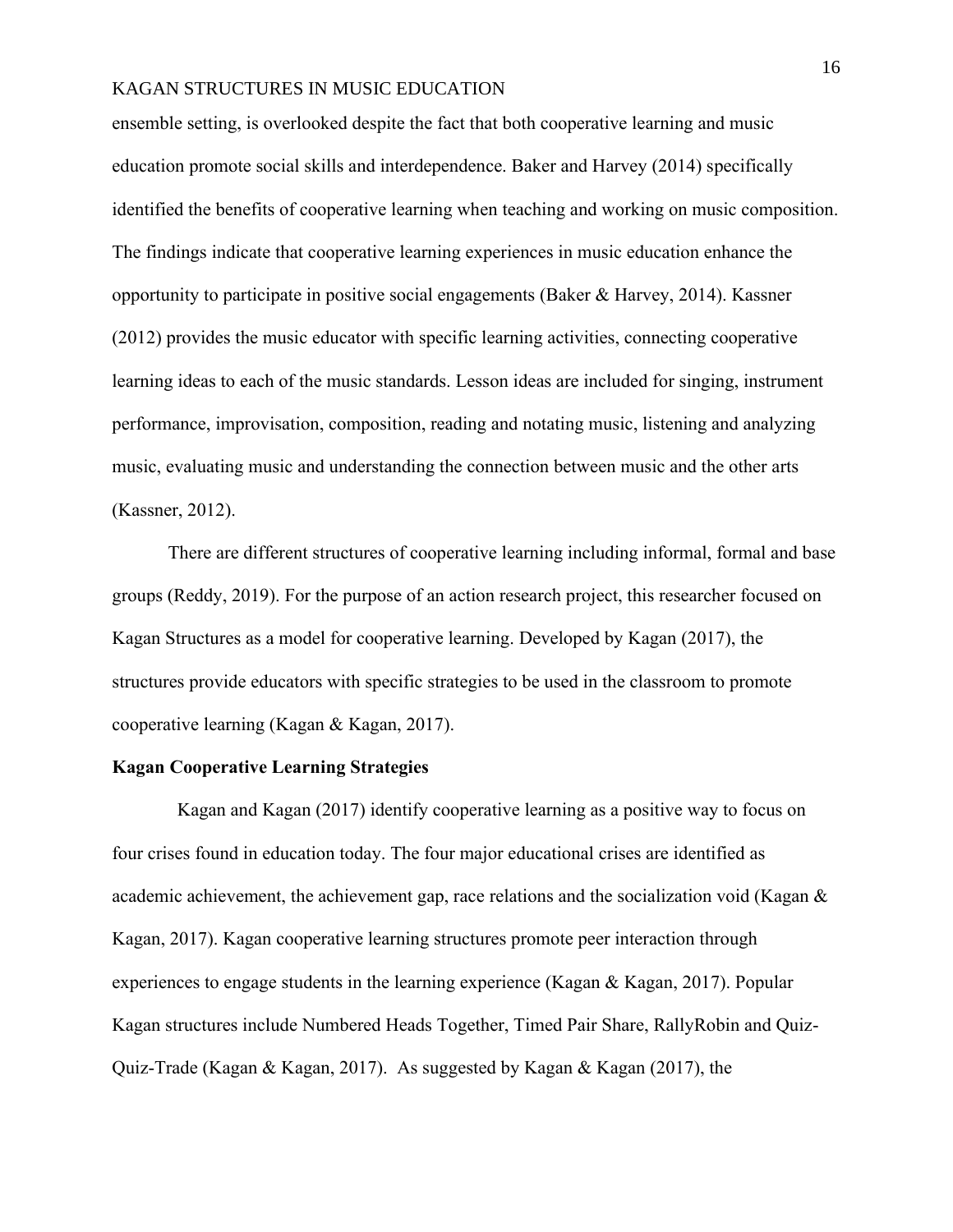ensemble setting, is overlooked despite the fact that both cooperative learning and music education promote social skills and interdependence. Baker and Harvey (2014) specifically identified the benefits of cooperative learning when teaching and working on music composition. The findings indicate that cooperative learning experiences in music education enhance the opportunity to participate in positive social engagements (Baker & Harvey, 2014). Kassner (2012) provides the music educator with specific learning activities, connecting cooperative learning ideas to each of the music standards. Lesson ideas are included for singing, instrument performance, improvisation, composition, reading and notating music, listening and analyzing music, evaluating music and understanding the connection between music and the other arts (Kassner, 2012).

There are different structures of cooperative learning including informal, formal and base groups (Reddy, 2019). For the purpose of an action research project, this researcher focused on Kagan Structures as a model for cooperative learning. Developed by Kagan (2017), the structures provide educators with specific strategies to be used in the classroom to promote cooperative learning (Kagan & Kagan, 2017).

## Kagan Cooperative Learning Strategies

Kagan and Kagan (2017) identify cooperative learning as a positive way to focus on four crises found in education today. The four major educational crises are identified as academic achievement, the achievement gap, race relations and the socialization void (Kagan & Kagan, 2017). Kagan cooperative learning structures promote peer interaction through experiences to engage students in the learning experience (Kagan & Kagan, 2017). Popular Kagan structures include Numbered Heads Together, Timed Pair Share, RallyRobin and Quiz-Quiz-Trade (Kagan & Kagan, 2017). As suggested by Kagan & Kagan (2017), the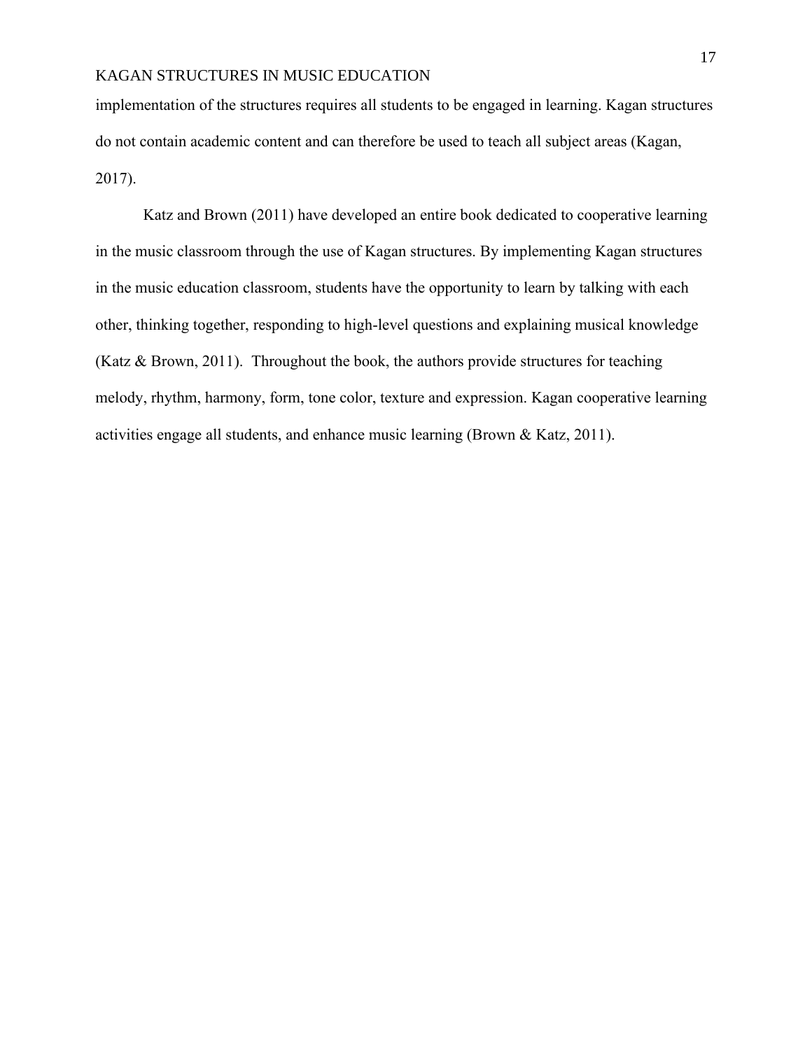implementation of the structures requires all students to be engaged in learning. Kagan structures do not contain academic content and can therefore be used to teach all subject areas (Kagan, 2017).

Katz and Brown (2011) have developed an entire book dedicated to cooperative learning in the music classroom through the use of Kagan structures. By implementing Kagan structures in the music education classroom, students have the opportunity to learn by talking with each other, thinking together, responding to high-level questions and explaining musical knowledge (Katz & Brown, 2011). Throughout the book, the authors provide structures for teaching melody, rhythm, harmony, form, tone color, texture and expression. Kagan cooperative learning activities engage all students, and enhance music learning (Brown & Katz, 2011).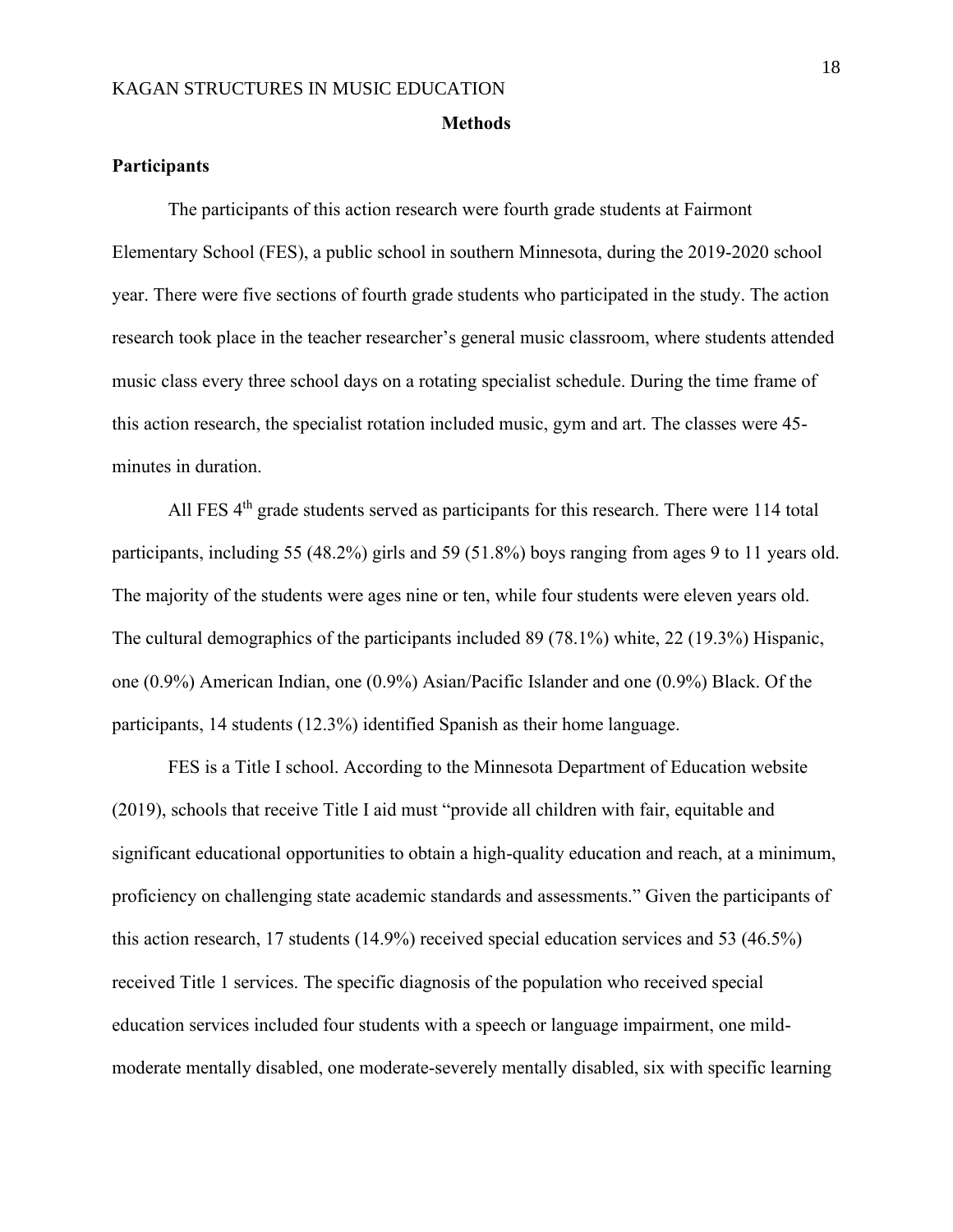## Methods

### Participants

The participants of this action research were fourth grade students at Fairmont Elementary School (FES), a public school in southern Minnesota, during the 2019-2020 school year. There were five sections of fourth grade students who participated in the study. The action research took place in the teacher researcher's general music classroom, where students attended music class every three school days on a rotating specialist schedule. During the time frame of this action research, the specialist rotation included music, gym and art. The classes were 45-minutes in duration.

All FES 4th grade students served as participants for this research. There were 114 total participants, including 55 (48.2%) girls and 59 (51.8%) boys ranging from ages 9 to 11 years old. The majority of the students were ages nine or ten, while four students were eleven years old. The cultural demographics of the participants included 89 (78.1%) white, 22 (19.3%) Hispanic, one (0.9%) American Indian, one (0.9%) Asian/Pacific Islander and one (0.9%) Black. Of the participants, 14 students (12.3%) identified Spanish as their home language.

FES is a Title I school. According to the Minnesota Department of Education website (2019), schools that receive Title I aid must "provide all children with fair, equitable and significant educational opportunities to obtain a high-quality education and reach, at a minimum, proficiency on challenging state academic standards and assessments." Given the participants of this action research, 17 students (14.9%) received special education services and 53 (46.5%) received Title 1 services. The specific diagnosis of the population who received special education services included four students with a speech or language impairment, one mild-moderate mentally disabled, one moderate-severely mentally disabled, six with specific learning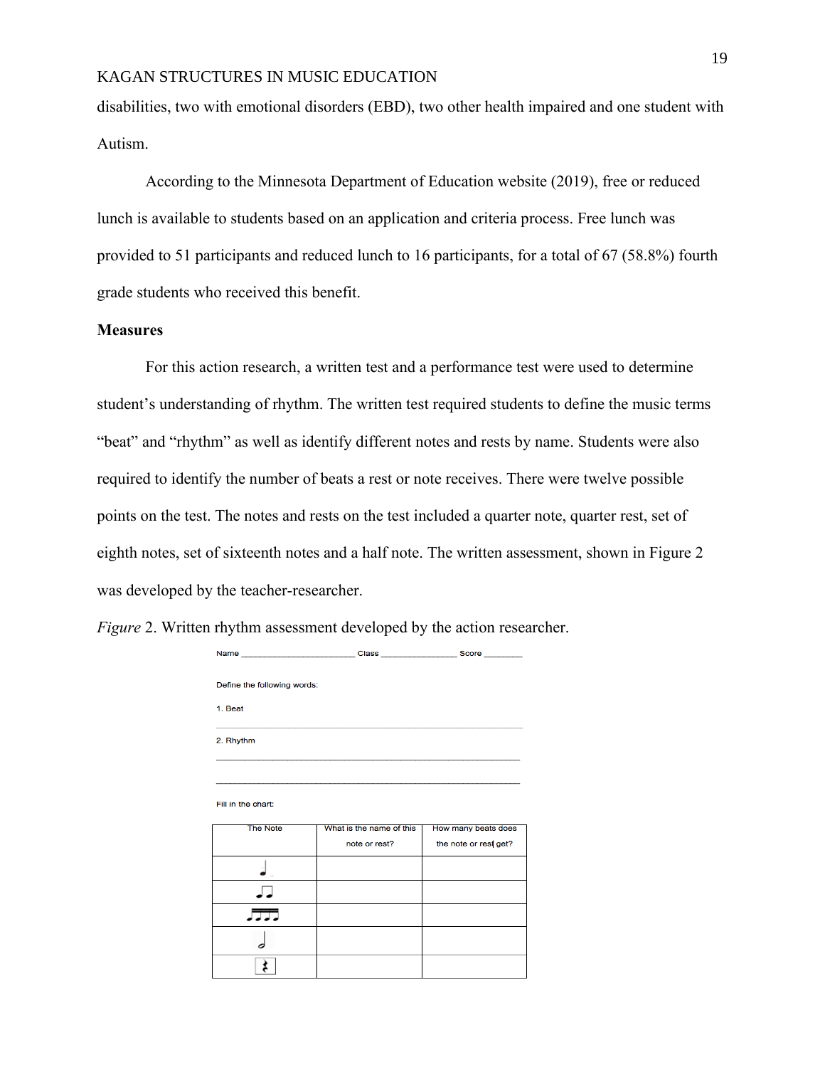disabilities, two with emotional disorders (EBD), two other health impaired and one student with Autism.

According to the Minnesota Department of Education website (2019), free or reduced lunch is available to students based on an application and criteria process. Free lunch was provided to 51 participants and reduced lunch to 16 participants, for a total of 67 (58.8%) fourth grade students who received this benefit.

### Measures

For this action research, a written test and a performance test were used to determine student's understanding of rhythm. The written test required students to define the music terms "beat" and "rhythm" as well as identify different notes and rests by name. Students were also required to identify the number of beats a rest or note receives. There were twelve possible points on the test. The notes and rests on the test included a quarter note, quarter rest, set of eighth notes, set of sixteenth notes and a half note. The written assessment, shown in Figure 2 was developed by the teacher-researcher.

*Figure* 2. Written rhythm assessment developed by the action researcher.

Name ____________________ Class ______________ Score _______

Define the following words:

1. Beat

______________________________________________________

2. Rhythm

______________________________________________________

______________________________________________________

Fill in the chart:

| The Note | What is the name of this note or rest? | How many beats does the note or rest get? |
|---|---|---|
| ♩ | | |
| ♫ | | |
| ♬♬ | | |
| 𝅗𝅥 | | |
| 𝄽 | | |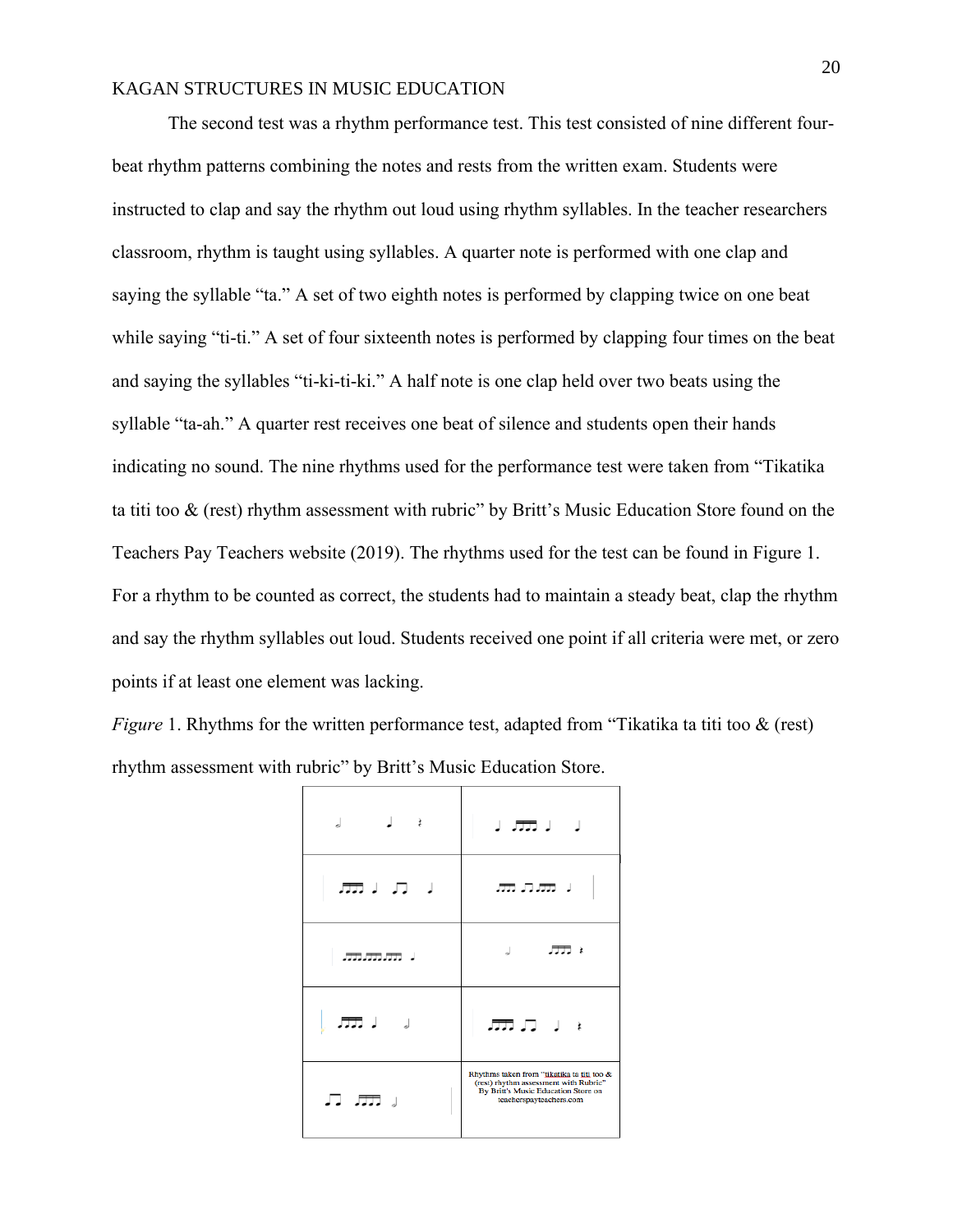The second test was a rhythm performance test. This test consisted of nine different four-beat rhythm patterns combining the notes and rests from the written exam. Students were instructed to clap and say the rhythm out loud using rhythm syllables. In the teacher researchers classroom, rhythm is taught using syllables. A quarter note is performed with one clap and saying the syllable "ta." A set of two eighth notes is performed by clapping twice on one beat while saying "ti-ti." A set of four sixteenth notes is performed by clapping four times on the beat and saying the syllables "ti-ki-ti-ki." A half note is one clap held over two beats using the syllable "ta-ah." A quarter rest receives one beat of silence and students open their hands indicating no sound. The nine rhythms used for the performance test were taken from "Tikatika ta titi too & (rest) rhythm assessment with rubric" by Britt's Music Education Store found on the Teachers Pay Teachers website (2019). The rhythms used for the test can be found in Figure 1. For a rhythm to be counted as correct, the students had to maintain a steady beat, clap the rhythm and say the rhythm syllables out loud. Students received one point if all criteria were met, or zero points if at least one element was lacking.

*Figure* 1. Rhythms for the written performance test, adapted from "Tikatika ta titi too & (rest) rhythm assessment with rubric" by Britt's Music Education Store.

Rhythms taken from "tikatika ta titi too & (rest) rhythm assessment with Rubric" By Britt's Music Education Store on teacherspayteachers.com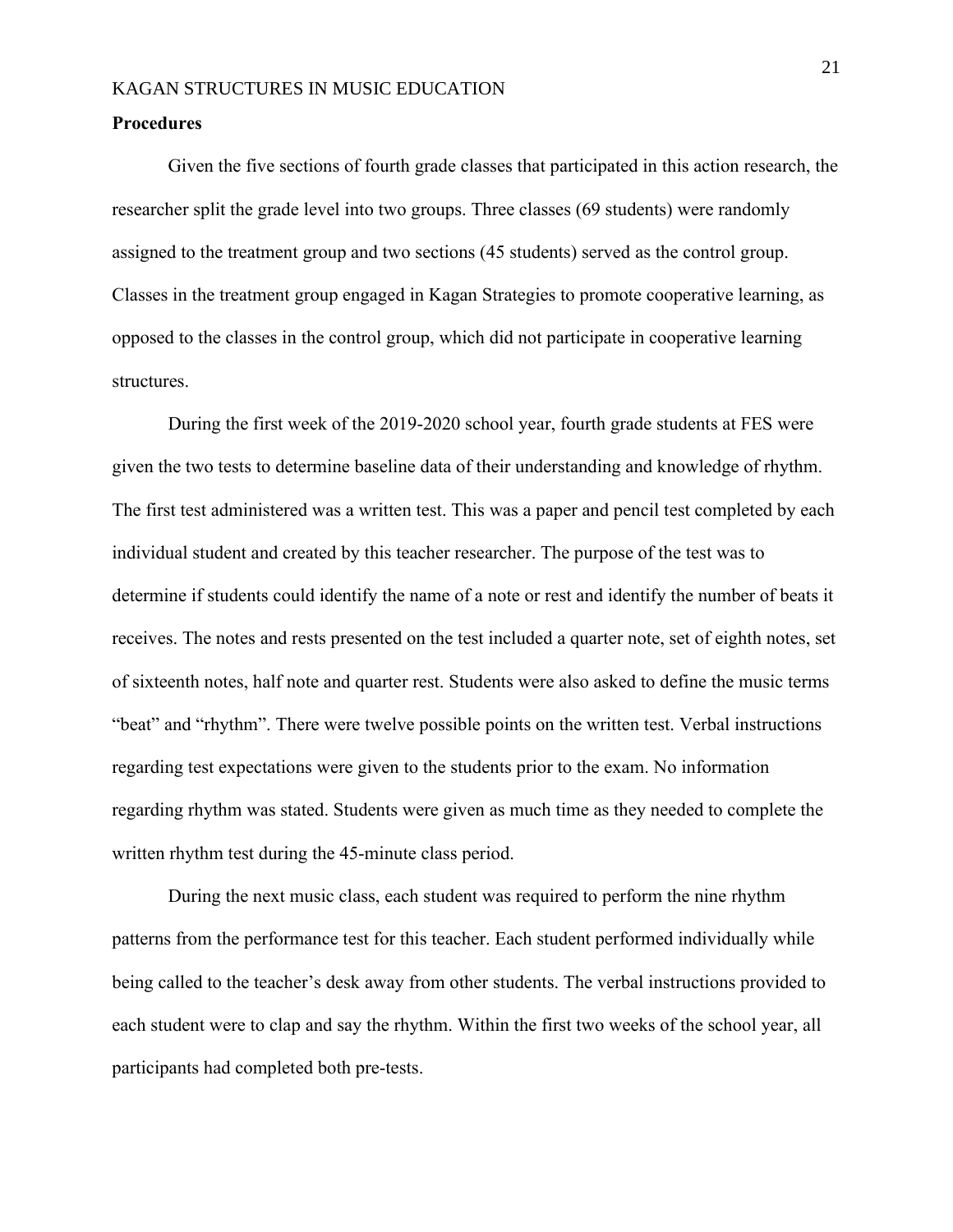**Procedures**

Given the five sections of fourth grade classes that participated in this action research, the researcher split the grade level into two groups. Three classes (69 students) were randomly assigned to the treatment group and two sections (45 students) served as the control group. Classes in the treatment group engaged in Kagan Strategies to promote cooperative learning, as opposed to the classes in the control group, which did not participate in cooperative learning structures.

During the first week of the 2019-2020 school year, fourth grade students at FES were given the two tests to determine baseline data of their understanding and knowledge of rhythm. The first test administered was a written test. This was a paper and pencil test completed by each individual student and created by this teacher researcher. The purpose of the test was to determine if students could identify the name of a note or rest and identify the number of beats it receives. The notes and rests presented on the test included a quarter note, set of eighth notes, set of sixteenth notes, half note and quarter rest. Students were also asked to define the music terms "beat" and "rhythm". There were twelve possible points on the written test. Verbal instructions regarding test expectations were given to the students prior to the exam. No information regarding rhythm was stated. Students were given as much time as they needed to complete the written rhythm test during the 45-minute class period.

During the next music class, each student was required to perform the nine rhythm patterns from the performance test for this teacher. Each student performed individually while being called to the teacher's desk away from other students. The verbal instructions provided to each student were to clap and say the rhythm. Within the first two weeks of the school year, all participants had completed both pre-tests.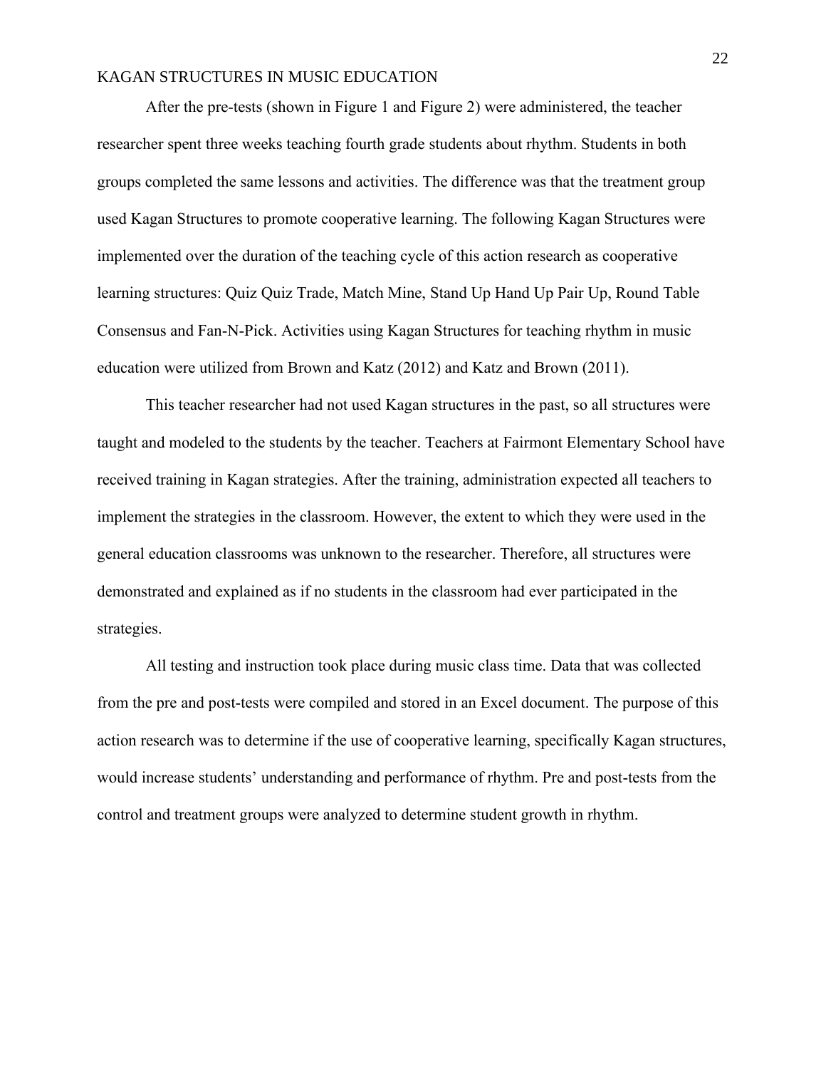After the pre-tests (shown in Figure 1 and Figure 2) were administered, the teacher researcher spent three weeks teaching fourth grade students about rhythm. Students in both groups completed the same lessons and activities. The difference was that the treatment group used Kagan Structures to promote cooperative learning. The following Kagan Structures were implemented over the duration of the teaching cycle of this action research as cooperative learning structures: Quiz Quiz Trade, Match Mine, Stand Up Hand Up Pair Up, Round Table Consensus and Fan-N-Pick. Activities using Kagan Structures for teaching rhythm in music education were utilized from Brown and Katz (2012) and Katz and Brown (2011).

This teacher researcher had not used Kagan structures in the past, so all structures were taught and modeled to the students by the teacher. Teachers at Fairmont Elementary School have received training in Kagan strategies. After the training, administration expected all teachers to implement the strategies in the classroom. However, the extent to which they were used in the general education classrooms was unknown to the researcher. Therefore, all structures were demonstrated and explained as if no students in the classroom had ever participated in the strategies.

All testing and instruction took place during music class time. Data that was collected from the pre and post-tests were compiled and stored in an Excel document. The purpose of this action research was to determine if the use of cooperative learning, specifically Kagan structures, would increase students' understanding and performance of rhythm. Pre and post-tests from the control and treatment groups were analyzed to determine student growth in rhythm.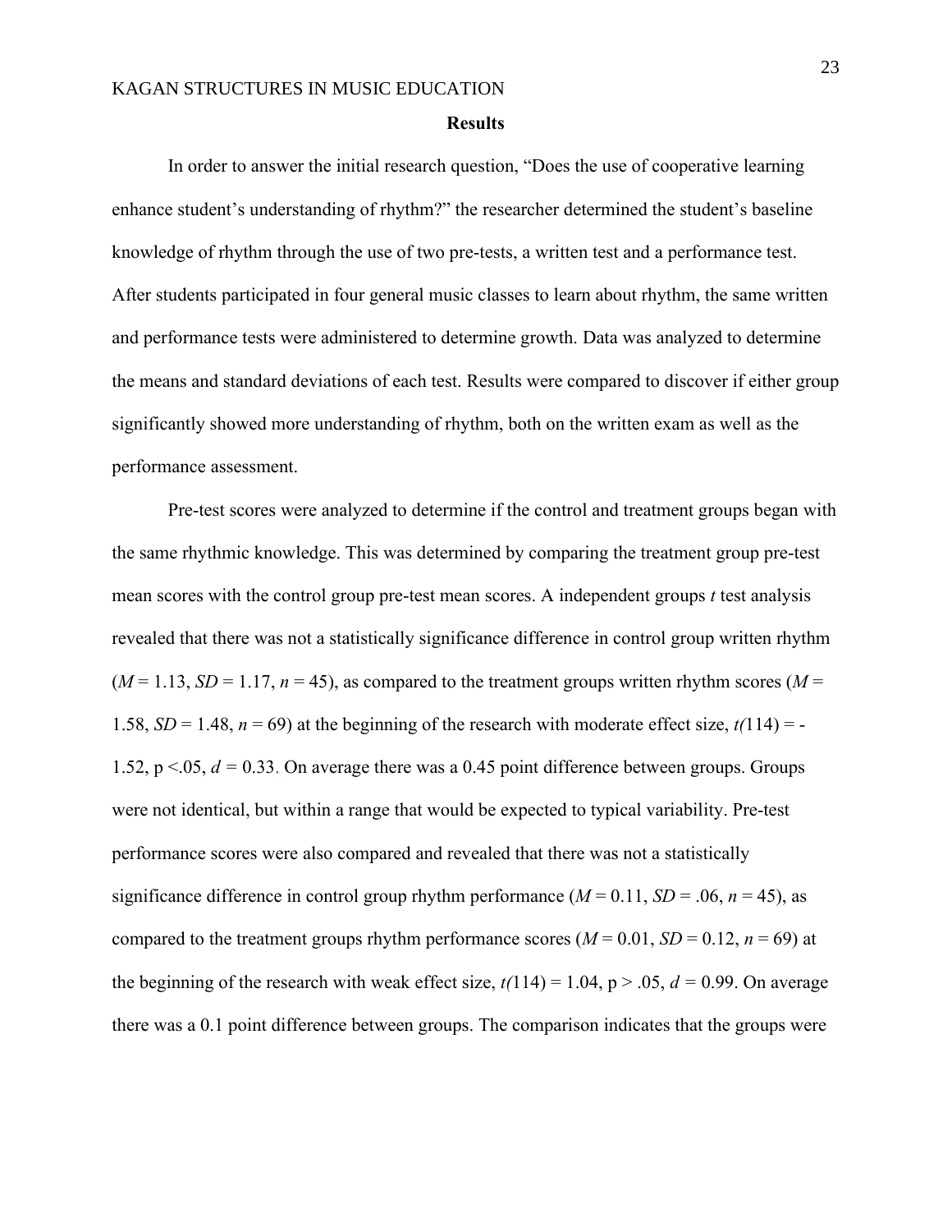**Results**

In order to answer the initial research question, "Does the use of cooperative learning enhance student's understanding of rhythm?" the researcher determined the student's baseline knowledge of rhythm through the use of two pre-tests, a written test and a performance test. After students participated in four general music classes to learn about rhythm, the same written and performance tests were administered to determine growth. Data was analyzed to determine the means and standard deviations of each test. Results were compared to discover if either group significantly showed more understanding of rhythm, both on the written exam as well as the performance assessment.

Pre-test scores were analyzed to determine if the control and treatment groups began with the same rhythmic knowledge. This was determined by comparing the treatment group pre-test mean scores with the control group pre-test mean scores. A independent groups *t* test analysis revealed that there was not a statistically significance difference in control group written rhythm ($M$ = 1.13, $SD$ = 1.17, $n$ = 45), as compared to the treatment groups written rhythm scores ($M$ = 1.58, $SD$ = 1.48, $n$ = 69) at the beginning of the research with moderate effect size, $t(114) = -1.52$, $p < .05$, $d = 0.33$. On average there was a 0.45 point difference between groups. Groups were not identical, but within a range that would be expected to typical variability. Pre-test performance scores were also compared and revealed that there was not a statistically significance difference in control group rhythm performance ($M$ = 0.11, $SD$ = .06, $n$ = 45), as compared to the treatment groups rhythm performance scores ($M$ = 0.01, $SD$ = 0.12, $n$ = 69) at the beginning of the research with weak effect size, $t(114) = 1.04$, $p > .05$, $d = 0.99$. On average there was a 0.1 point difference between groups. The comparison indicates that the groups were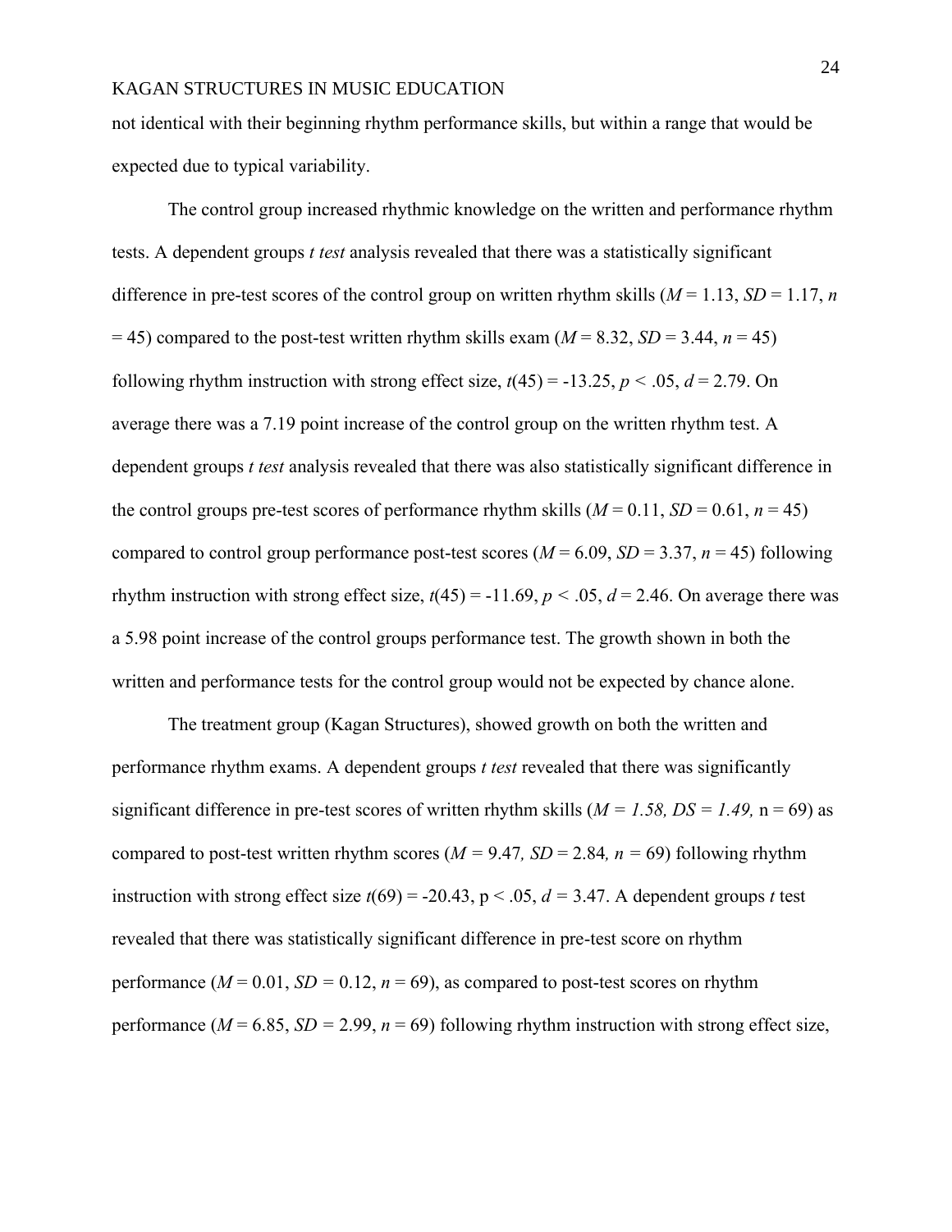not identical with their beginning rhythm performance skills, but within a range that would be expected due to typical variability.

The control group increased rhythmic knowledge on the written and performance rhythm tests. A dependent groups *t test* analysis revealed that there was a statistically significant difference in pre-test scores of the control group on written rhythm skills ($M$ = 1.13, $SD$ = 1.17, $n$ = 45) compared to the post-test written rhythm skills exam ($M$ = 8.32, $SD$ = 3.44, $n$ = 45) following rhythm instruction with strong effect size, $t(45) = -13.25$, $p < .05$, $d$ = 2.79. On average there was a 7.19 point increase of the control group on the written rhythm test. A dependent groups *t test* analysis revealed that there was also statistically significant difference in the control groups pre-test scores of performance rhythm skills ($M$ = 0.11, $SD$ = 0.61, $n$ = 45) compared to control group performance post-test scores ($M$ = 6.09, $SD$ = 3.37, $n$ = 45) following rhythm instruction with strong effect size, $t(45) = -11.69$, $p < .05$, $d$ = 2.46. On average there was a 5.98 point increase of the control groups performance test. The growth shown in both the written and performance tests for the control group would not be expected by chance alone.

The treatment group (Kagan Structures), showed growth on both the written and performance rhythm exams. A dependent groups *t test* revealed that there was significantly significant difference in pre-test scores of written rhythm skills (*M = 1.58, DS = 1.49,* n = 69) as compared to post-test written rhythm scores ($M$ = 9.47*,* $SD$ = 2.84*,* $n$ = 69) following rhythm instruction with strong effect size $t(69) = -20.43$, p < .05, $d$ = 3.47. A dependent groups *t* test revealed that there was statistically significant difference in pre-test score on rhythm performance ($M$ = 0.01, $SD$ = 0.12, $n$ = 69), as compared to post-test scores on rhythm performance ($M$ = 6.85, $SD$ = 2.99, $n$ = 69) following rhythm instruction with strong effect size,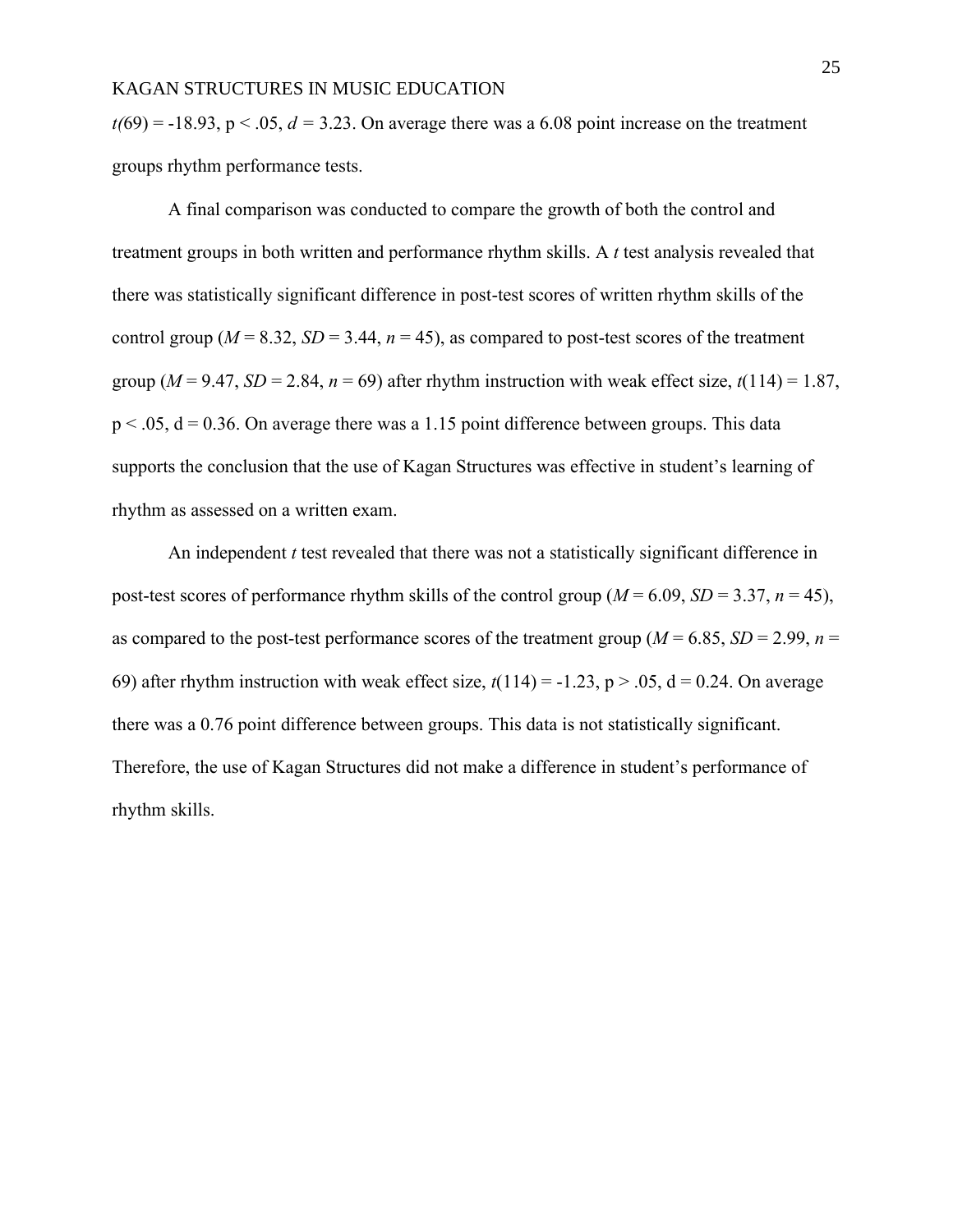$t(69) = -18.93$, $p < .05$, $d = 3.23$. On average there was a 6.08 point increase on the treatment groups rhythm performance tests.

A final comparison was conducted to compare the growth of both the control and treatment groups in both written and performance rhythm skills. A *t* test analysis revealed that there was statistically significant difference in post-test scores of written rhythm skills of the control group ($M = 8.32$, $SD = 3.44$, $n = 45$), as compared to post-test scores of the treatment group ($M = 9.47$, $SD = 2.84$, $n = 69$) after rhythm instruction with weak effect size, $t(114) = 1.87$, $p < .05$, $d = 0.36$. On average there was a 1.15 point difference between groups. This data supports the conclusion that the use of Kagan Structures was effective in student's learning of rhythm as assessed on a written exam.

An independent *t* test revealed that there was not a statistically significant difference in post-test scores of performance rhythm skills of the control group ($M = 6.09$, $SD = 3.37$, $n = 45$), as compared to the post-test performance scores of the treatment group ($M = 6.85$, $SD = 2.99$, $n = 69$) after rhythm instruction with weak effect size, $t(114) = -1.23$, $p > .05$, $d = 0.24$. On average there was a 0.76 point difference between groups. This data is not statistically significant. Therefore, the use of Kagan Structures did not make a difference in student's performance of rhythm skills.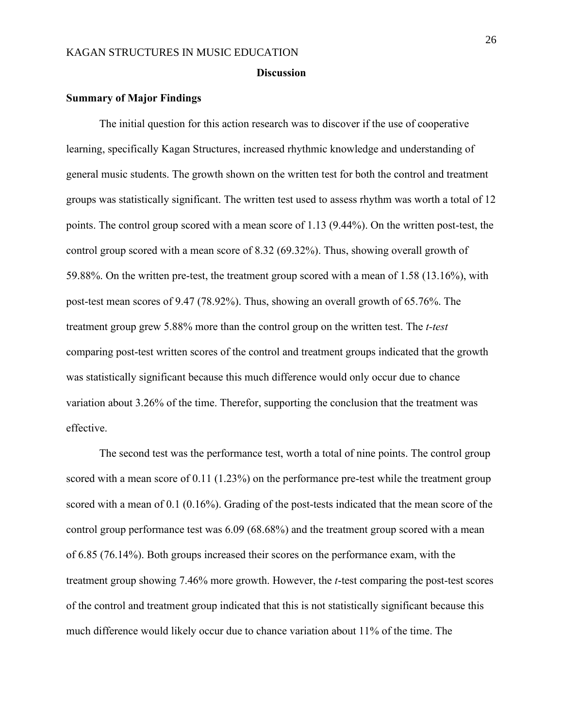## Discussion

### Summary of Major Findings

The initial question for this action research was to discover if the use of cooperative learning, specifically Kagan Structures, increased rhythmic knowledge and understanding of general music students. The growth shown on the written test for both the control and treatment groups was statistically significant. The written test used to assess rhythm was worth a total of 12 points. The control group scored with a mean score of 1.13 (9.44%). On the written post-test, the control group scored with a mean score of 8.32 (69.32%). Thus, showing overall growth of 59.88%. On the written pre-test, the treatment group scored with a mean of 1.58 (13.16%), with post-test mean scores of 9.47 (78.92%). Thus, showing an overall growth of 65.76%. The treatment group grew 5.88% more than the control group on the written test. The *t-test* comparing post-test written scores of the control and treatment groups indicated that the growth was statistically significant because this much difference would only occur due to chance variation about 3.26% of the time. Therefor, supporting the conclusion that the treatment was effective.

The second test was the performance test, worth a total of nine points. The control group scored with a mean score of 0.11 (1.23%) on the performance pre-test while the treatment group scored with a mean of 0.1 (0.16%). Grading of the post-tests indicated that the mean score of the control group performance test was 6.09 (68.68%) and the treatment group scored with a mean of 6.85 (76.14%). Both groups increased their scores on the performance exam, with the treatment group showing 7.46% more growth. However, the *t*-test comparing the post-test scores of the control and treatment group indicated that this is not statistically significant because this much difference would likely occur due to chance variation about 11% of the time. The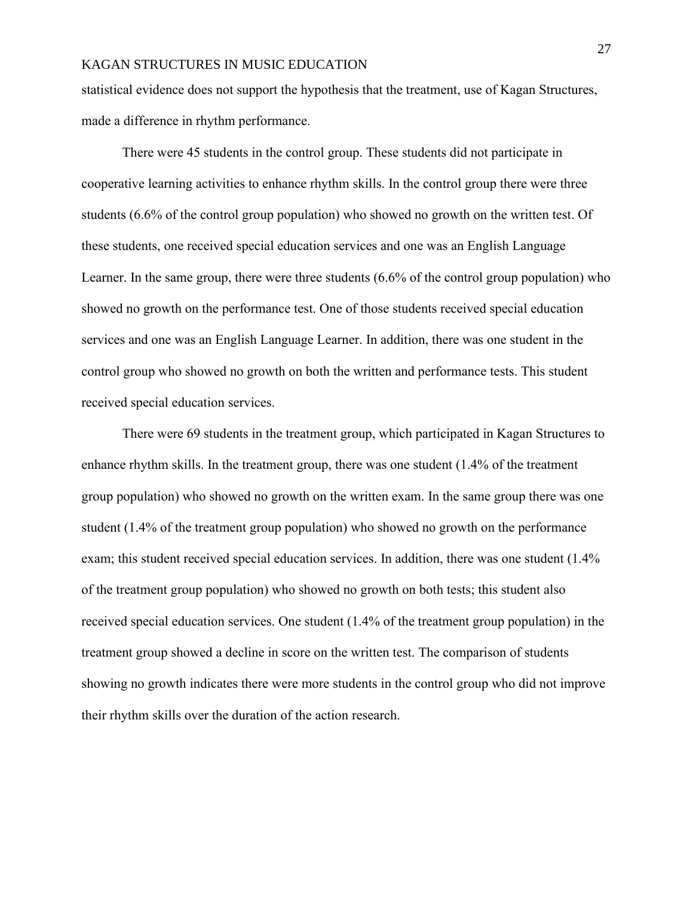statistical evidence does not support the hypothesis that the treatment, use of Kagan Structures, made a difference in rhythm performance.

There were 45 students in the control group. These students did not participate in cooperative learning activities to enhance rhythm skills. In the control group there were three students (6.6% of the control group population) who showed no growth on the written test. Of these students, one received special education services and one was an English Language Learner. In the same group, there were three students (6.6% of the control group population) who showed no growth on the performance test. One of those students received special education services and one was an English Language Learner. In addition, there was one student in the control group who showed no growth on both the written and performance tests. This student received special education services.

There were 69 students in the treatment group, which participated in Kagan Structures to enhance rhythm skills. In the treatment group, there was one student (1.4% of the treatment group population) who showed no growth on the written exam. In the same group there was one student (1.4% of the treatment group population) who showed no growth on the performance exam; this student received special education services. In addition, there was one student (1.4% of the treatment group population) who showed no growth on both tests; this student also received special education services. One student (1.4% of the treatment group population) in the treatment group showed a decline in score on the written test. The comparison of students showing no growth indicates there were more students in the control group who did not improve their rhythm skills over the duration of the action research.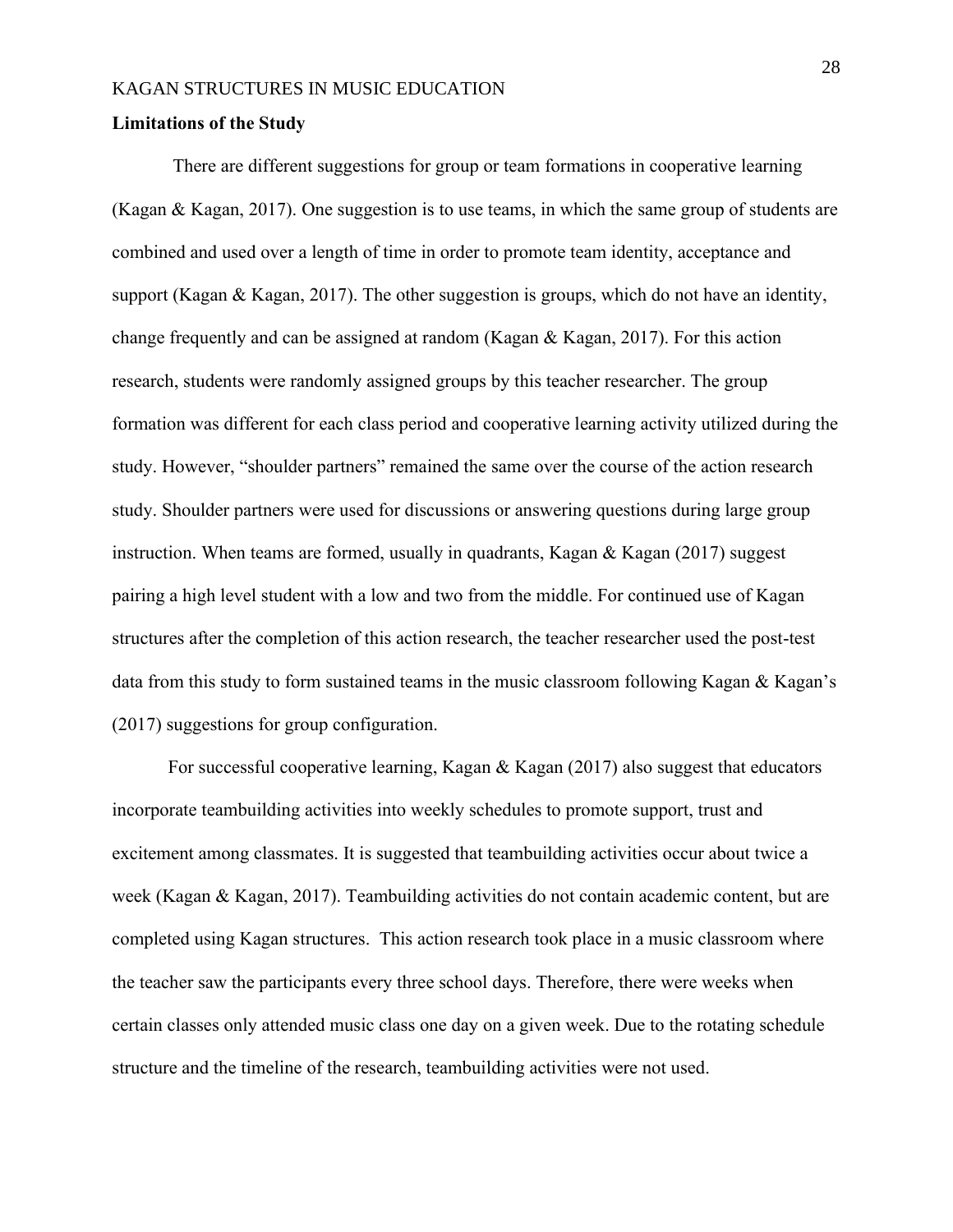## Limitations of the Study

There are different suggestions for group or team formations in cooperative learning (Kagan & Kagan, 2017). One suggestion is to use teams, in which the same group of students are combined and used over a length of time in order to promote team identity, acceptance and support (Kagan & Kagan, 2017). The other suggestion is groups, which do not have an identity, change frequently and can be assigned at random (Kagan & Kagan, 2017). For this action research, students were randomly assigned groups by this teacher researcher. The group formation was different for each class period and cooperative learning activity utilized during the study. However, "shoulder partners" remained the same over the course of the action research study. Shoulder partners were used for discussions or answering questions during large group instruction. When teams are formed, usually in quadrants, Kagan & Kagan (2017) suggest pairing a high level student with a low and two from the middle. For continued use of Kagan structures after the completion of this action research, the teacher researcher used the post-test data from this study to form sustained teams in the music classroom following Kagan & Kagan's (2017) suggestions for group configuration.

For successful cooperative learning, Kagan & Kagan (2017) also suggest that educators incorporate teambuilding activities into weekly schedules to promote support, trust and excitement among classmates. It is suggested that teambuilding activities occur about twice a week (Kagan & Kagan, 2017). Teambuilding activities do not contain academic content, but are completed using Kagan structures. This action research took place in a music classroom where the teacher saw the participants every three school days. Therefore, there were weeks when certain classes only attended music class one day on a given week. Due to the rotating schedule structure and the timeline of the research, teambuilding activities were not used.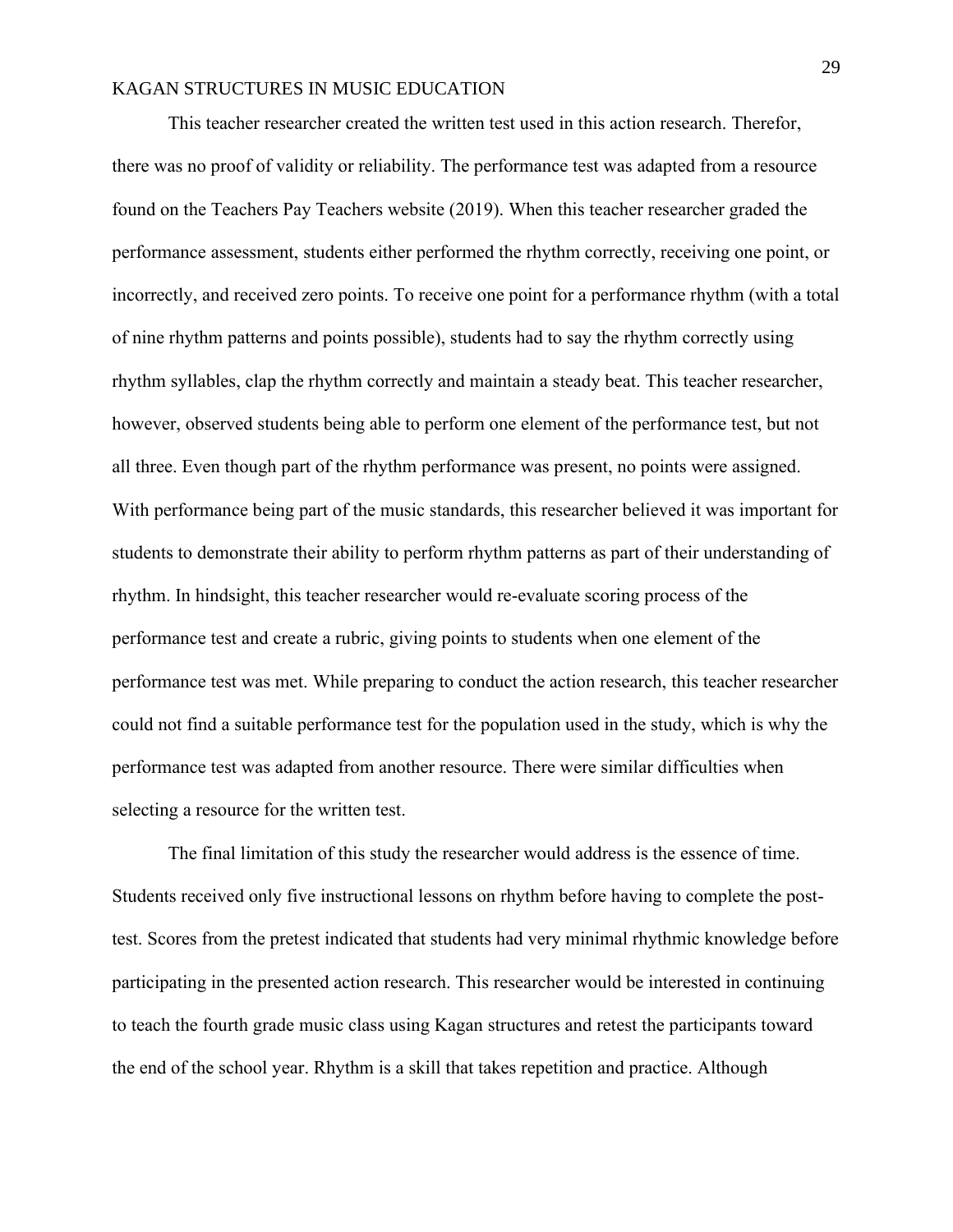This teacher researcher created the written test used in this action research. Therefor, there was no proof of validity or reliability. The performance test was adapted from a resource found on the Teachers Pay Teachers website (2019). When this teacher researcher graded the performance assessment, students either performed the rhythm correctly, receiving one point, or incorrectly, and received zero points. To receive one point for a performance rhythm (with a total of nine rhythm patterns and points possible), students had to say the rhythm correctly using rhythm syllables, clap the rhythm correctly and maintain a steady beat. This teacher researcher, however, observed students being able to perform one element of the performance test, but not all three. Even though part of the rhythm performance was present, no points were assigned. With performance being part of the music standards, this researcher believed it was important for students to demonstrate their ability to perform rhythm patterns as part of their understanding of rhythm. In hindsight, this teacher researcher would re-evaluate scoring process of the performance test and create a rubric, giving points to students when one element of the performance test was met. While preparing to conduct the action research, this teacher researcher could not find a suitable performance test for the population used in the study, which is why the performance test was adapted from another resource. There were similar difficulties when selecting a resource for the written test.

The final limitation of this study the researcher would address is the essence of time. Students received only five instructional lessons on rhythm before having to complete the post-test. Scores from the pretest indicated that students had very minimal rhythmic knowledge before participating in the presented action research. This researcher would be interested in continuing to teach the fourth grade music class using Kagan structures and retest the participants toward the end of the school year. Rhythm is a skill that takes repetition and practice. Although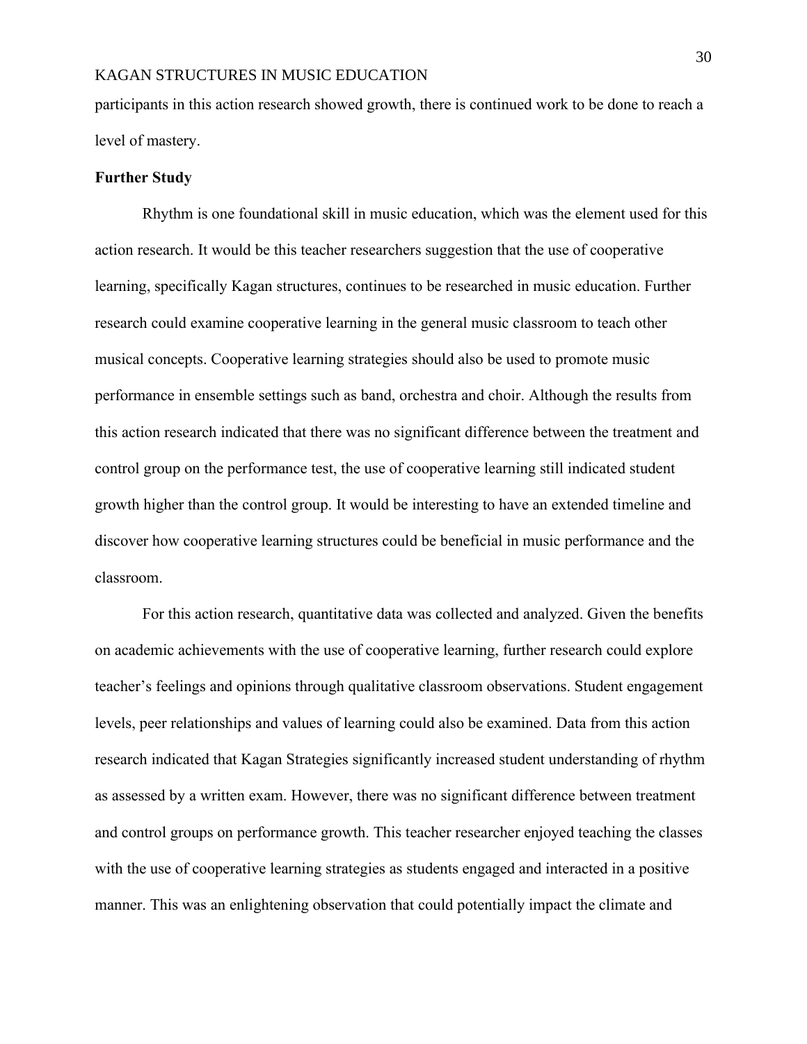participants in this action research showed growth, there is continued work to be done to reach a level of mastery.

## Further Study

Rhythm is one foundational skill in music education, which was the element used for this action research. It would be this teacher researchers suggestion that the use of cooperative learning, specifically Kagan structures, continues to be researched in music education. Further research could examine cooperative learning in the general music classroom to teach other musical concepts. Cooperative learning strategies should also be used to promote music performance in ensemble settings such as band, orchestra and choir. Although the results from this action research indicated that there was no significant difference between the treatment and control group on the performance test, the use of cooperative learning still indicated student growth higher than the control group. It would be interesting to have an extended timeline and discover how cooperative learning structures could be beneficial in music performance and the classroom.

For this action research, quantitative data was collected and analyzed. Given the benefits on academic achievements with the use of cooperative learning, further research could explore teacher's feelings and opinions through qualitative classroom observations. Student engagement levels, peer relationships and values of learning could also be examined. Data from this action research indicated that Kagan Strategies significantly increased student understanding of rhythm as assessed by a written exam. However, there was no significant difference between treatment and control groups on performance growth. This teacher researcher enjoyed teaching the classes with the use of cooperative learning strategies as students engaged and interacted in a positive manner. This was an enlightening observation that could potentially impact the climate and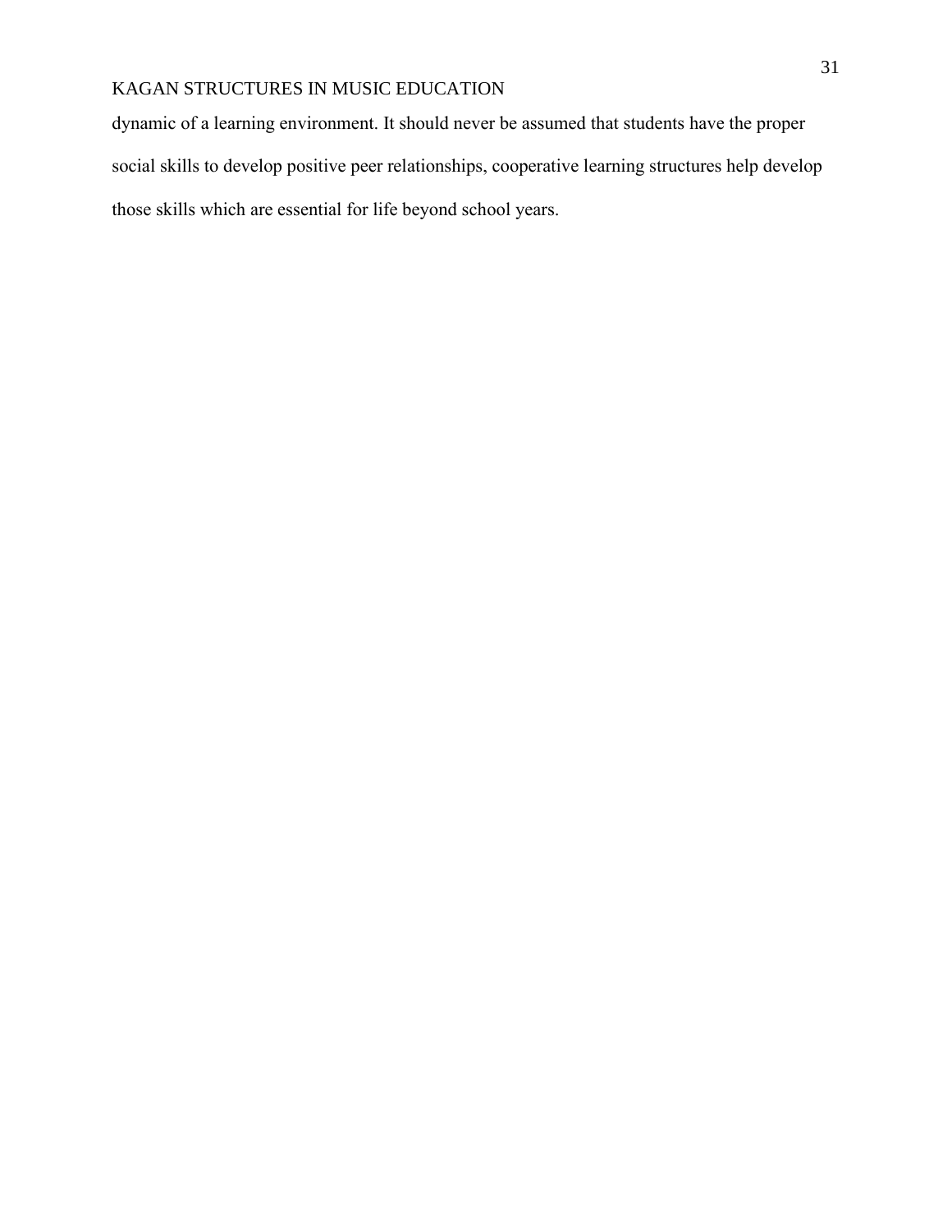dynamic of a learning environment. It should never be assumed that students have the proper social skills to develop positive peer relationships, cooperative learning structures help develop those skills which are essential for life beyond school years.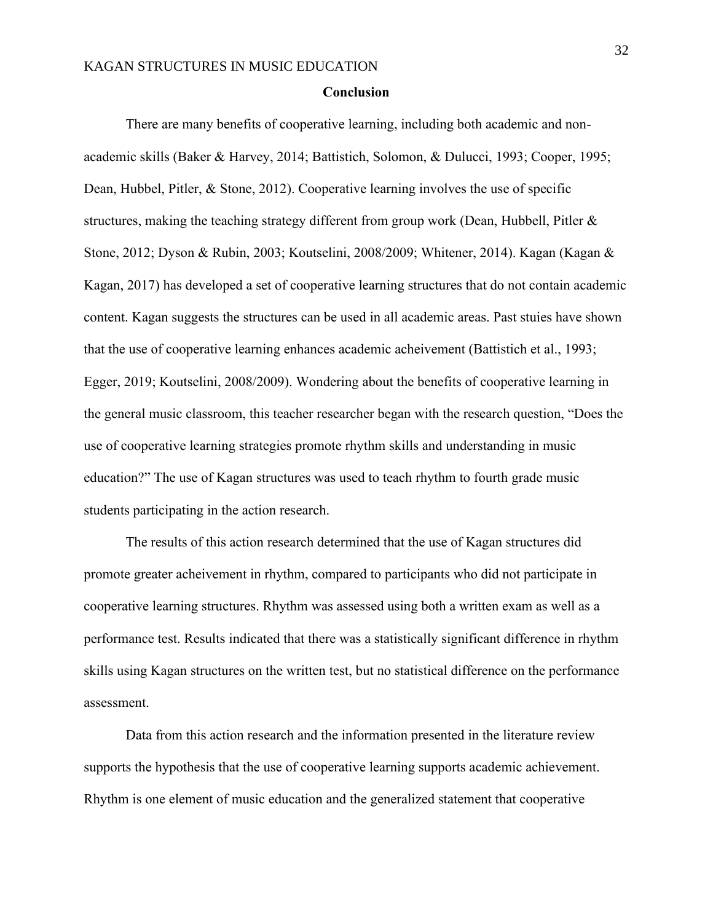## Conclusion

There are many benefits of cooperative learning, including both academic and non-academic skills (Baker & Harvey, 2014; Battistich, Solomon, & Dulucci, 1993; Cooper, 1995; Dean, Hubbel, Pitler, & Stone, 2012). Cooperative learning involves the use of specific structures, making the teaching strategy different from group work (Dean, Hubbell, Pitler & Stone, 2012; Dyson & Rubin, 2003; Koutselini, 2008/2009; Whitener, 2014). Kagan (Kagan & Kagan, 2017) has developed a set of cooperative learning structures that do not contain academic content. Kagan suggests the structures can be used in all academic areas. Past stuies have shown that the use of cooperative learning enhances academic acheivement (Battistich et al., 1993; Egger, 2019; Koutselini, 2008/2009). Wondering about the benefits of cooperative learning in the general music classroom, this teacher researcher began with the research question, "Does the use of cooperative learning strategies promote rhythm skills and understanding in music education?" The use of Kagan structures was used to teach rhythm to fourth grade music students participating in the action research.

The results of this action research determined that the use of Kagan structures did promote greater acheivement in rhythm, compared to participants who did not participate in cooperative learning structures. Rhythm was assessed using both a written exam as well as a performance test. Results indicated that there was a statistically significant difference in rhythm skills using Kagan structures on the written test, but no statistical difference on the performance assessment.

Data from this action research and the information presented in the literature review supports the hypothesis that the use of cooperative learning supports academic achievement. Rhythm is one element of music education and the generalized statement that cooperative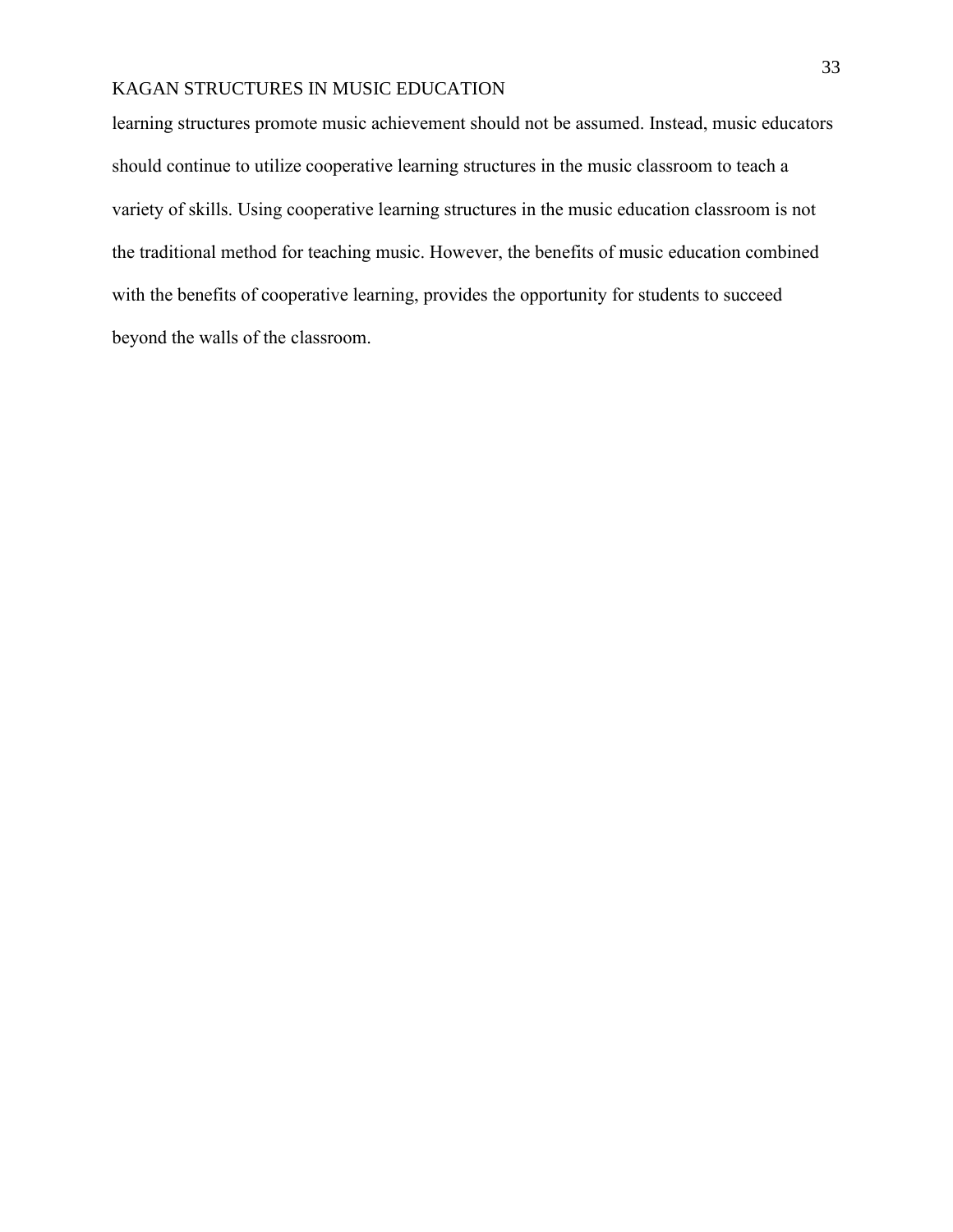learning structures promote music achievement should not be assumed. Instead, music educators should continue to utilize cooperative learning structures in the music classroom to teach a variety of skills. Using cooperative learning structures in the music education classroom is not the traditional method for teaching music. However, the benefits of music education combined with the benefits of cooperative learning, provides the opportunity for students to succeed beyond the walls of the classroom.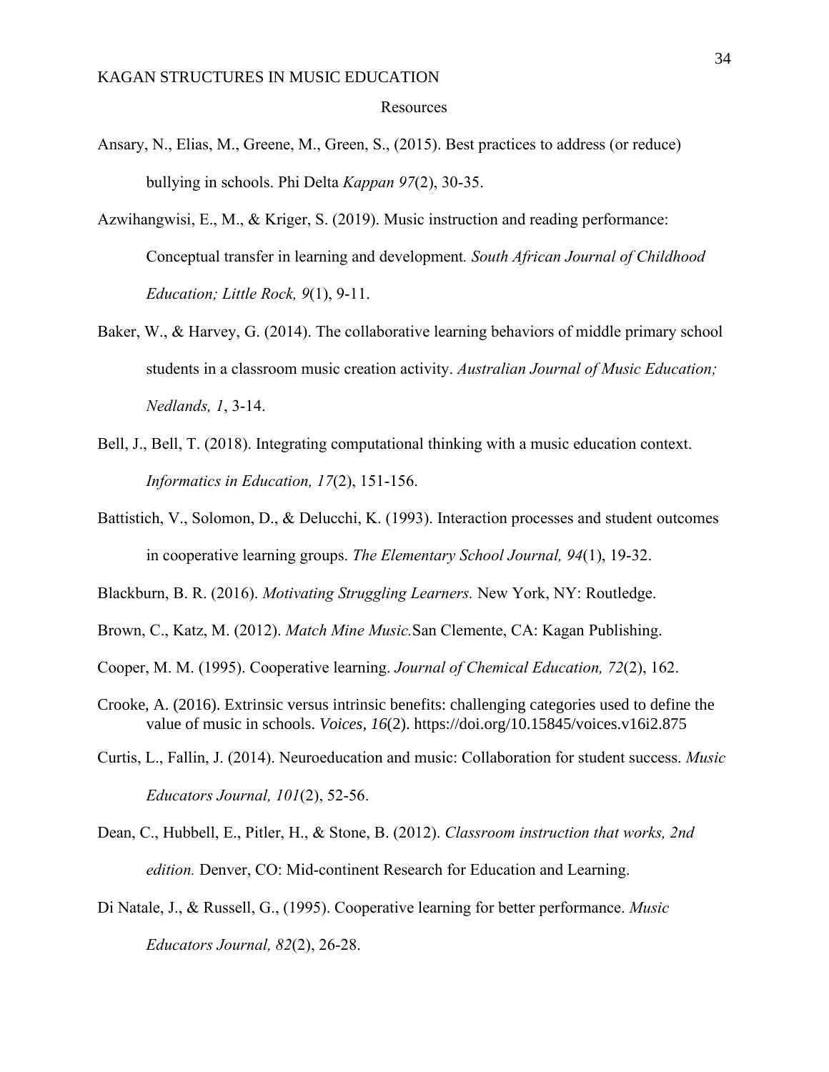# Resources

Ansary, N., Elias, M., Greene, M., Green, S., (2015). Best practices to address (or reduce) bullying in schools. Phi Delta *Kappan 97*(2), 30-35.

Azwihangwisi, E., M., & Kriger, S. (2019). Music instruction and reading performance: Conceptual transfer in learning and development*. South African Journal of Childhood Education; Little Rock, 9*(1), 9-11.

Baker, W., & Harvey, G. (2014). The collaborative learning behaviors of middle primary school students in a classroom music creation activity. *Australian Journal of Music Education; Nedlands, 1*, 3-14.

Bell, J., Bell, T. (2018). Integrating computational thinking with a music education context. *Informatics in Education, 17*(2), 151-156.

Battistich, V., Solomon, D., & Delucchi, K. (1993). Interaction processes and student outcomes in cooperative learning groups. *The Elementary School Journal, 94*(1), 19-32.

Blackburn, B. R. (2016). *Motivating Struggling Learners.* New York, NY: Routledge.

Brown, C., Katz, M. (2012). *Match Mine Music.*San Clemente, CA: Kagan Publishing.

Cooper, M. M. (1995). Cooperative learning. *Journal of Chemical Education, 72*(2), 162.

Crooke, A. (2016). Extrinsic versus intrinsic benefits: challenging categories used to define the value of music in schools. *Voices*, *16*(2). https://doi.org/10.15845/voices.v16i2.875

Curtis, L., Fallin, J. (2014). Neuroeducation and music: Collaboration for student success. *Music Educators Journal, 101*(2), 52-56.

Dean, C., Hubbell, E., Pitler, H., & Stone, B. (2012). *Classroom instruction that works, 2nd edition.* Denver, CO: Mid-continent Research for Education and Learning.

Di Natale, J., & Russell, G., (1995). Cooperative learning for better performance. *Music Educators Journal, 82*(2), 26-28.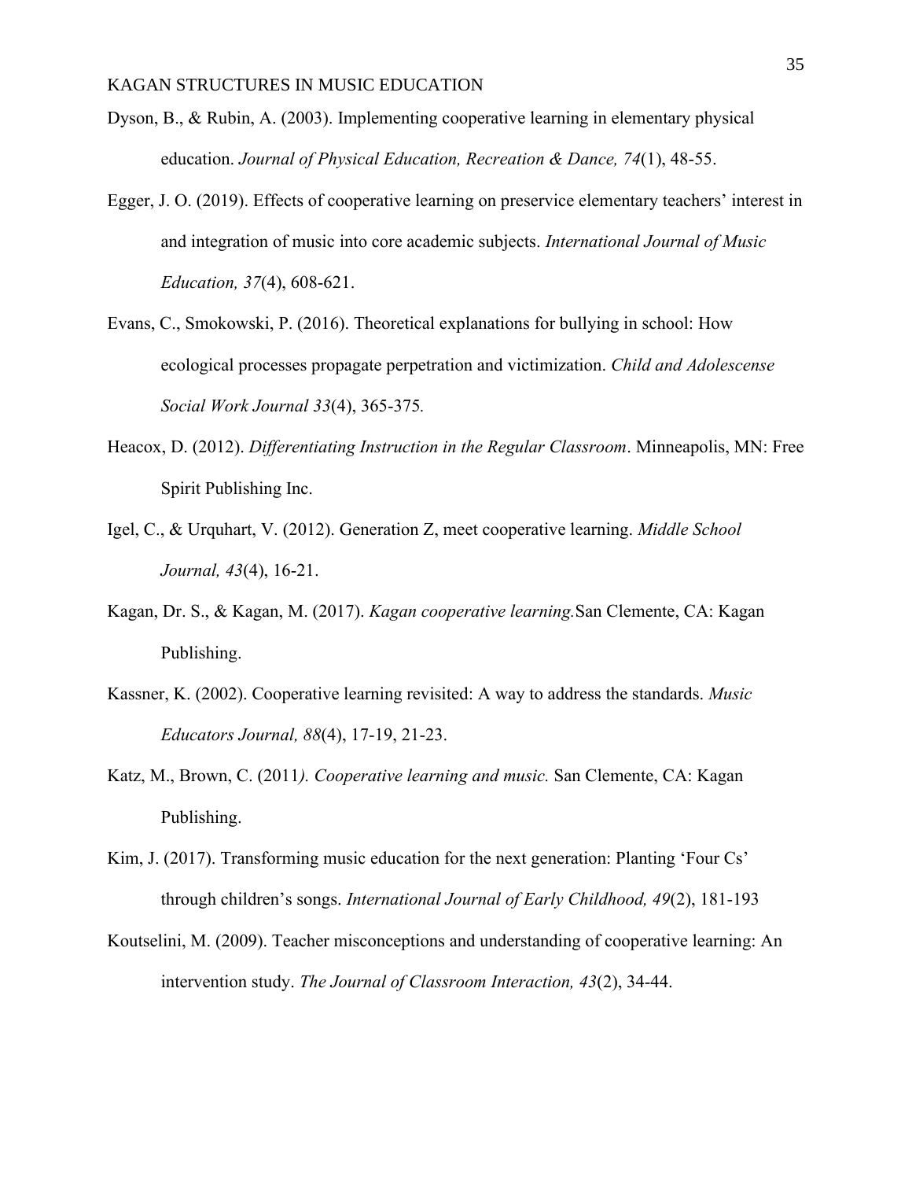Dyson, B., & Rubin, A. (2003). Implementing cooperative learning in elementary physical education. *Journal of Physical Education, Recreation & Dance, 74*(1), 48-55.

Egger, J. O. (2019). Effects of cooperative learning on preservice elementary teachers' interest in and integration of music into core academic subjects. *International Journal of Music Education, 37*(4), 608-621.

Evans, C., Smokowski, P. (2016). Theoretical explanations for bullying in school: How ecological processes propagate perpetration and victimization. *Child and Adolescense Social Work Journal 33*(4), 365-375*.*

Heacox, D. (2012). *Differentiating Instruction in the Regular Classroom*. Minneapolis, MN: Free Spirit Publishing Inc.

Igel, C., & Urquhart, V. (2012). Generation Z, meet cooperative learning. *Middle School Journal, 43*(4), 16-21.

Kagan, Dr. S., & Kagan, M. (2017). *Kagan cooperative learning.*San Clemente, CA: Kagan Publishing.

Kassner, K. (2002). Cooperative learning revisited: A way to address the standards. *Music Educators Journal, 88*(4), 17-19, 21-23.

Katz, M., Brown, C. (2011*). Cooperative learning and music.* San Clemente, CA: Kagan Publishing.

Kim, J. (2017). Transforming music education for the next generation: Planting 'Four Cs' through children's songs. *International Journal of Early Childhood, 49*(2), 181-193

Koutselini, M. (2009). Teacher misconceptions and understanding of cooperative learning: An intervention study. *The Journal of Classroom Interaction, 43*(2), 34-44.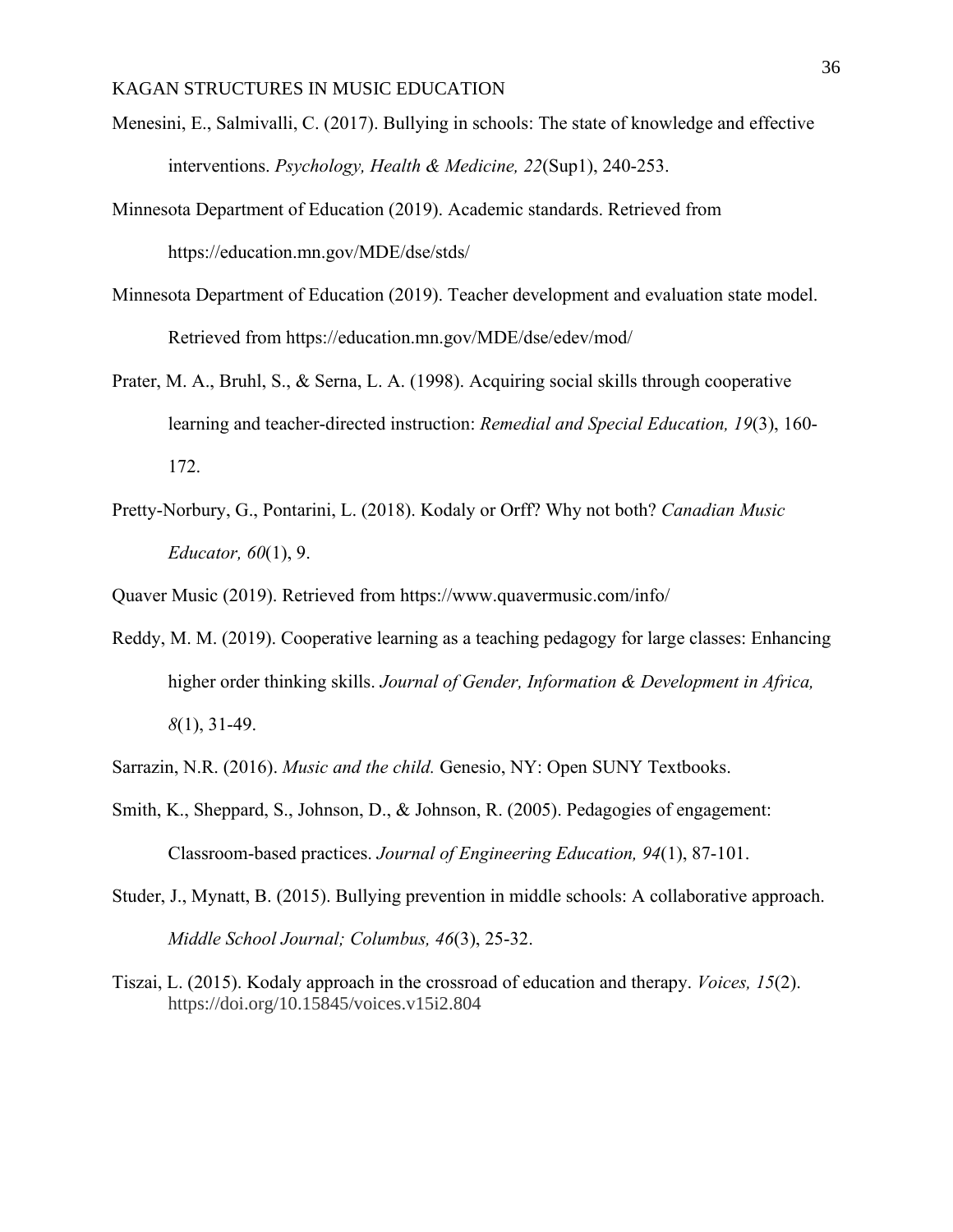Menesini, E., Salmivalli, C. (2017). Bullying in schools: The state of knowledge and effective interventions. *Psychology, Health & Medicine, 22*(Sup1), 240-253.

Minnesota Department of Education (2019). Academic standards. Retrieved from https://education.mn.gov/MDE/dse/stds/

Minnesota Department of Education (2019). Teacher development and evaluation state model. Retrieved from https://education.mn.gov/MDE/dse/edev/mod/

Prater, M. A., Bruhl, S., & Serna, L. A. (1998). Acquiring social skills through cooperative learning and teacher-directed instruction: *Remedial and Special Education, 19*(3), 160-172.

Pretty-Norbury, G., Pontarini, L. (2018). Kodaly or Orff? Why not both? *Canadian Music Educator, 60*(1), 9.

Quaver Music (2019). Retrieved from https://www.quavermusic.com/info/

Reddy, M. M. (2019). Cooperative learning as a teaching pedagogy for large classes: Enhancing higher order thinking skills. *Journal of Gender, Information & Development in Africa, 8*(1), 31-49.

Sarrazin, N.R. (2016). *Music and the child.* Genesio, NY: Open SUNY Textbooks.

Smith, K., Sheppard, S., Johnson, D., & Johnson, R. (2005). Pedagogies of engagement: Classroom-based practices. *Journal of Engineering Education, 94*(1), 87-101.

Studer, J., Mynatt, B. (2015). Bullying prevention in middle schools: A collaborative approach. *Middle School Journal; Columbus, 46*(3), 25-32.

Tiszai, L. (2015). Kodaly approach in the crossroad of education and therapy. *Voices, 15*(2). https://doi.org/10.15845/voices.v15i2.804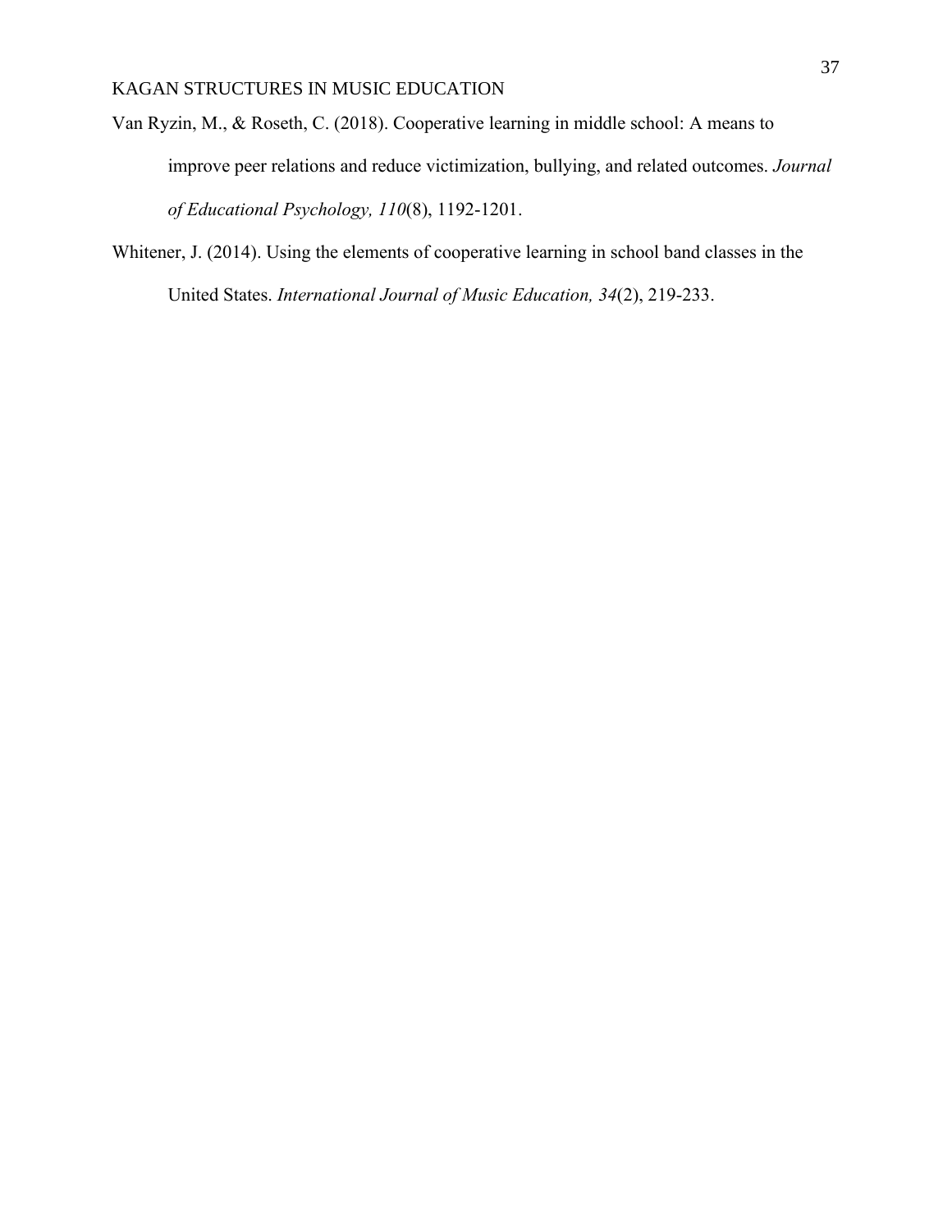Van Ryzin, M., & Roseth, C. (2018). Cooperative learning in middle school: A means to improve peer relations and reduce victimization, bullying, and related outcomes. *Journal of Educational Psychology, 110*(8), 1192-1201.

Whitener, J. (2014). Using the elements of cooperative learning in school band classes in the United States. *International Journal of Music Education, 34*(2), 219-233.